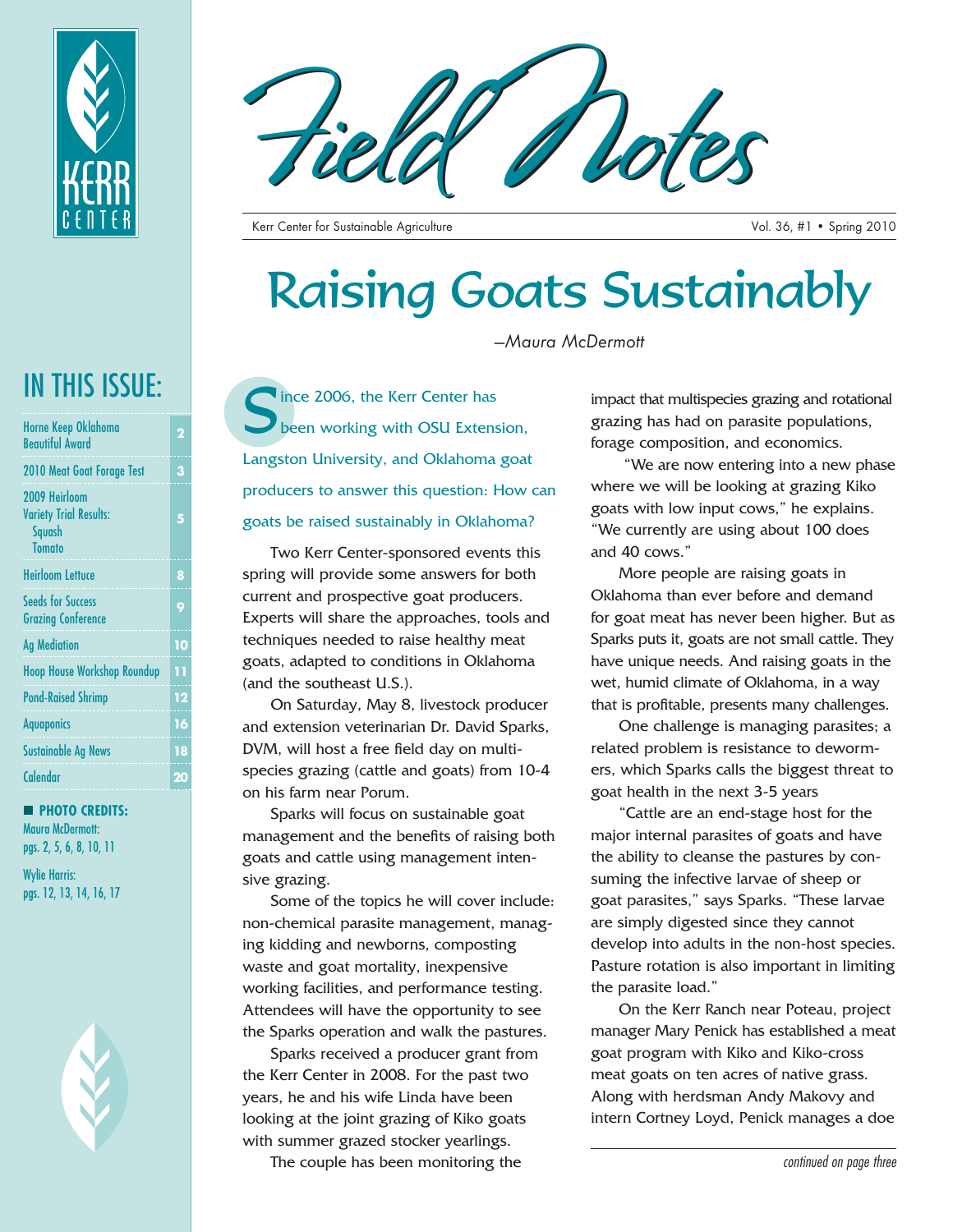# Field Notes

Kerr Center for Sustainable Agriculture — Vol. 36, #1 • Spring 2010

## IN THIS ISSUE:

| | |
|---|---|
| Horne Keep Oklahoma Beautiful Award | 2 |
| 2010 Meat Goat Forage Test | 3 |
| 2009 Heirloom Variety Trial Results: Squash Tomato | 5 |
| Heirloom Lettuce | 8 |
| Seeds for Success Grazing Conference | 9 |
| Ag Mediation | 10 |
| Hoop House Workshop Roundup | 11 |
| Pond-Raised Shrimp | 12 |
| Aquaponics | 16 |
| Sustainable Ag News | 18 |
| Calendar | 20 |

**PHOTO CREDITS:**
Maura McDermott: pgs. 2, 5, 6, 8, 10, 11

Wylie Harris: pgs. 12, 13, 14, 16, 17

# Raising Goats Sustainably

*—Maura McDermott*

Since 2006, the Kerr Center has been working with OSU Extension, Langston University, and Oklahoma goat producers to answer this question: How can goats be raised sustainably in Oklahoma?

Two Kerr Center-sponsored events this spring will provide some answers for both current and prospective goat producers. Experts will share the approaches, tools and techniques needed to raise healthy meat goats, adapted to conditions in Oklahoma (and the southeast U.S.).

On Saturday, May 8, livestock producer and extension veterinarian Dr. David Sparks, DVM, will host a free field day on multi-species grazing (cattle and goats) from 10-4 on his farm near Porum.

Sparks will focus on sustainable goat management and the benefits of raising both goats and cattle using management intensive grazing.

Some of the topics he will cover include: non-chemical parasite management, managing kidding and newborns, composting waste and goat mortality, inexpensive working facilities, and performance testing. Attendees will have the opportunity to see the Sparks operation and walk the pastures.

Sparks received a producer grant from the Kerr Center in 2008. For the past two years, he and his wife Linda have been looking at the joint grazing of Kiko goats with summer grazed stocker yearlings.

The couple has been monitoring the impact that multispecies grazing and rotational grazing has had on parasite populations, forage composition, and economics.

"We are now entering into a new phase where we will be looking at grazing Kiko goats with low input cows," he explains. "We currently are using about 100 does and 40 cows."

More people are raising goats in Oklahoma than ever before and demand for goat meat has never been higher. But as Sparks puts it, goats are not small cattle. They have unique needs. And raising goats in the wet, humid climate of Oklahoma, in a way that is profitable, presents many challenges.

One challenge is managing parasites; a related problem is resistance to dewormers, which Sparks calls the biggest threat to goat health in the next 3-5 years

"Cattle are an end-stage host for the major internal parasites of goats and have the ability to cleanse the pastures by consuming the infective larvae of sheep or goat parasites," says Sparks. "These larvae are simply digested since they cannot develop into adults in the non-host species. Pasture rotation is also important in limiting the parasite load."

On the Kerr Ranch near Poteau, project manager Mary Penick has established a meat goat program with Kiko and Kiko-cross meat goats on ten acres of native grass. Along with herdsman Andy Makovy and intern Cortney Loyd, Penick manages a doe

*continued on page three*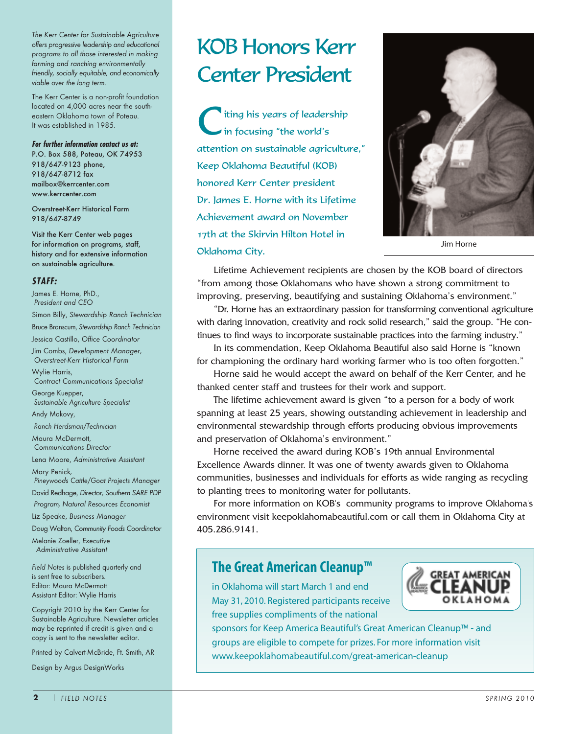*The Kerr Center for Sustainable Agriculture offers progressive leadership and educational programs to all those interested in making farming and ranching environmentally friendly, socially equitable, and economically viable over the long term.*

The Kerr Center is a non-profit foundation located on 4,000 acres near the south-eastern Oklahoma town of Poteau. It was established in 1985.

***For further information contact us at:***

P.O. Box 588, Poteau, OK 74953
918/647-9123 phone,
918/647-8712 fax
mailbox@kerrcenter.com
www.kerrcenter.com

Overstreet-Kerr Historical Farm
918/647-8749

Visit the Kerr Center web pages for information on programs, staff, history and for extensive information on sustainable agriculture.

***STAFF:***

James E. Horne, PhD., *President and CEO*

Simon Billy, *Stewardship Ranch Technician*

Bruce Branscum, *Stewardship Ranch Technician*

Jessica Castillo, *Office Coordinator*

Jim Combs, *Development Manager, Overstreet-Kerr Historical Farm*

Wylie Harris, *Contract Communications Specialist*

George Kuepper, *Sustainable Agriculture Specialist*

Andy Makovy, *Ranch Herdsman/Technician*

Maura McDermott, *Communications Director*

Lena Moore, *Administrative Assistant*

Mary Penick, *Pineywoods Cattle/Goat Projects Manager*

David Redhage, *Director, Southern SARE PDP Program, Natural Resources Economist*

Liz Speake, *Business Manager*

Doug Walton, *Community Foods Coordinator*

Melanie Zoeller, *Executive Administrative Assistant*

*Field Notes* is published quarterly and is sent free to subscribers.
Editor: Maura McDermott
Assistant Editor: Wylie Harris

Copyright 2010 by the Kerr Center for Sustainable Agriculture. Newsletter articles may be reprinted if credit is given and a copy is sent to the newsletter editor.

Printed by Calvert-McBride, Ft. Smith, AR

Design by Argus DesignWorks

# KOB Honors Kerr Center President

Citing his years of leadership in focusing "the world's attention on sustainable agriculture," Keep Oklahoma Beautiful (KOB) honored Kerr Center president Dr. James E. Horne with its Lifetime Achievement award on November 17th at the Skirvin Hilton Hotel in Oklahoma City.

Jim Horne

Lifetime Achievement recipients are chosen by the KOB board of directors "from among those Oklahomans who have shown a strong commitment to improving, preserving, beautifying and sustaining Oklahoma's environment."

"Dr. Horne has an extraordinary passion for transforming conventional agriculture with daring innovation, creativity and rock solid research," said the group. "He continues to find ways to incorporate sustainable practices into the farming industry."

In its commendation, Keep Oklahoma Beautiful also said Horne is "known for championing the ordinary hard working farmer who is too often forgotten."

Horne said he would accept the award on behalf of the Kerr Center, and he thanked center staff and trustees for their work and support.

The lifetime achievement award is given "to a person for a body of work spanning at least 25 years, showing outstanding achievement in leadership and environmental stewardship through efforts producing obvious improvements and preservation of Oklahoma's environment."

Horne received the award during KOB's 19th annual Environmental Excellence Awards dinner. It was one of twenty awards given to Oklahoma communities, businesses and individuals for efforts as wide ranging as recycling to planting trees to monitoring water for pollutants.

For more information on KOB's community programs to improve Oklahoma's environment visit keepoklahomabeautiful.com or call them in Oklahoma City at 405.286.9141.

## The Great American Cleanup™

in Oklahoma will start March 1 and end May 31, 2010. Registered participants receive free supplies compliments of the national sponsors for Keep America Beautiful's Great American Cleanup™ - and groups are eligible to compete for prizes. For more information visit www.keepoklahomabeautiful.com/great-american-cleanup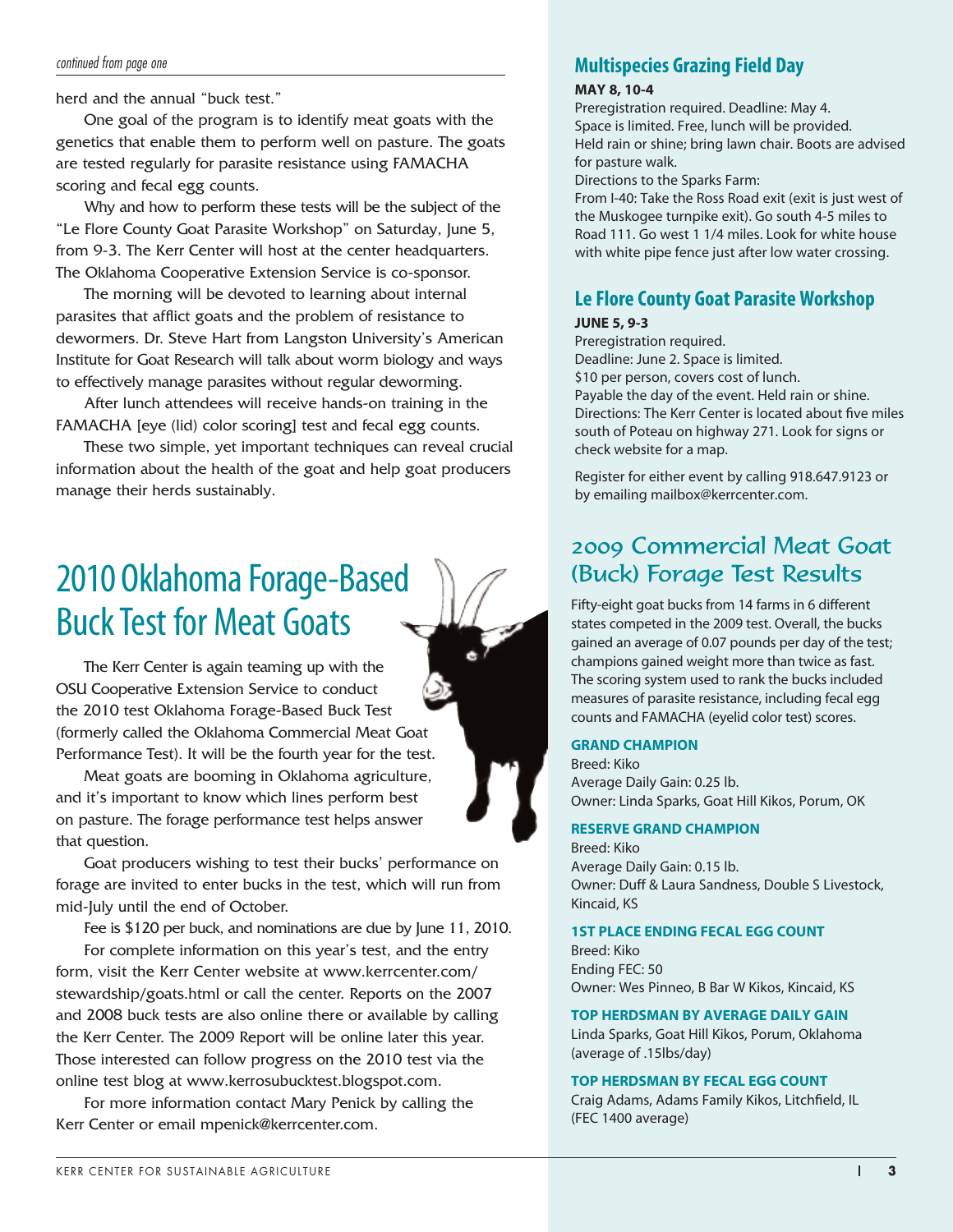*continued from page one*

herd and the annual "buck test."

One goal of the program is to identify meat goats with the genetics that enable them to perform well on pasture. The goats are tested regularly for parasite resistance using FAMACHA scoring and fecal egg counts.

Why and how to perform these tests will be the subject of the "Le Flore County Goat Parasite Workshop" on Saturday, June 5, from 9-3. The Kerr Center will host at the center headquarters. The Oklahoma Cooperative Extension Service is co-sponsor.

The morning will be devoted to learning about internal parasites that afflict goats and the problem of resistance to dewormers. Dr. Steve Hart from Langston University's American Institute for Goat Research will talk about worm biology and ways to effectively manage parasites without regular deworming.

After lunch attendees will receive hands-on training in the FAMACHA [eye (lid) color scoring] test and fecal egg counts.

These two simple, yet important techniques can reveal crucial information about the health of the goat and help goat producers manage their herds sustainably.

# 2010 Oklahoma Forage-Based Buck Test for Meat Goats

The Kerr Center is again teaming up with the OSU Cooperative Extension Service to conduct the 2010 test Oklahoma Forage-Based Buck Test (formerly called the Oklahoma Commercial Meat Goat Performance Test). It will be the fourth year for the test.

Meat goats are booming in Oklahoma agriculture, and it's important to know which lines perform best on pasture. The forage performance test helps answer that question.

Goat producers wishing to test their bucks' performance on forage are invited to enter bucks in the test, which will run from mid-July until the end of October.

Fee is $120 per buck, and nominations are due by June 11, 2010.

For complete information on this year's test, and the entry form, visit the Kerr Center website at www.kerrcenter.com/stewardship/goats.html or call the center. Reports on the 2007 and 2008 buck tests are also online there or available by calling the Kerr Center. The 2009 Report will be online later this year. Those interested can follow progress on the 2010 test via the online test blog at www.kerrosubucktest.blogspot.com.

For more information contact Mary Penick by calling the Kerr Center or email mpenick@kerrcenter.com.

## Multispecies Grazing Field Day

**MAY 8, 10-4**

Preregistration required. Deadline: May 4.
Space is limited. Free, lunch will be provided.
Held rain or shine; bring lawn chair. Boots are advised for pasture walk.
Directions to the Sparks Farm:
From I-40: Take the Ross Road exit (exit is just west of the Muskogee turnpike exit). Go south 4-5 miles to Road 111. Go west 1 1/4 miles. Look for white house with white pipe fence just after low water crossing.

## Le Flore County Goat Parasite Workshop

**JUNE 5, 9-3**

Preregistration required.
Deadline: June 2. Space is limited.
$10 per person, covers cost of lunch.
Payable the day of the event. Held rain or shine.
Directions: The Kerr Center is located about five miles south of Poteau on highway 271. Look for signs or check website for a map.

Register for either event by calling 918.647.9123 or by emailing mailbox@kerrcenter.com.

## 2009 Commercial Meat Goat (Buck) Forage Test Results

Fifty-eight goat bucks from 14 farms in 6 different states competed in the 2009 test. Overall, the bucks gained an average of 0.07 pounds per day of the test; champions gained weight more than twice as fast. The scoring system used to rank the bucks included measures of parasite resistance, including fecal egg counts and FAMACHA (eyelid color test) scores.

**GRAND CHAMPION**
Breed: Kiko
Average Daily Gain: 0.25 lb.
Owner: Linda Sparks, Goat Hill Kikos, Porum, OK

**RESERVE GRAND CHAMPION**
Breed: Kiko
Average Daily Gain: 0.15 lb.
Owner: Duff & Laura Sandness, Double S Livestock, Kincaid, KS

**1ST PLACE ENDING FECAL EGG COUNT**
Breed: Kiko
Ending FEC: 50
Owner: Wes Pinneo, B Bar W Kikos, Kincaid, KS

**TOP HERDSMAN BY AVERAGE DAILY GAIN**
Linda Sparks, Goat Hill Kikos, Porum, Oklahoma (average of .15lbs/day)

**TOP HERDSMAN BY FECAL EGG COUNT**
Craig Adams, Adams Family Kikos, Litchfield, IL (FEC 1400 average)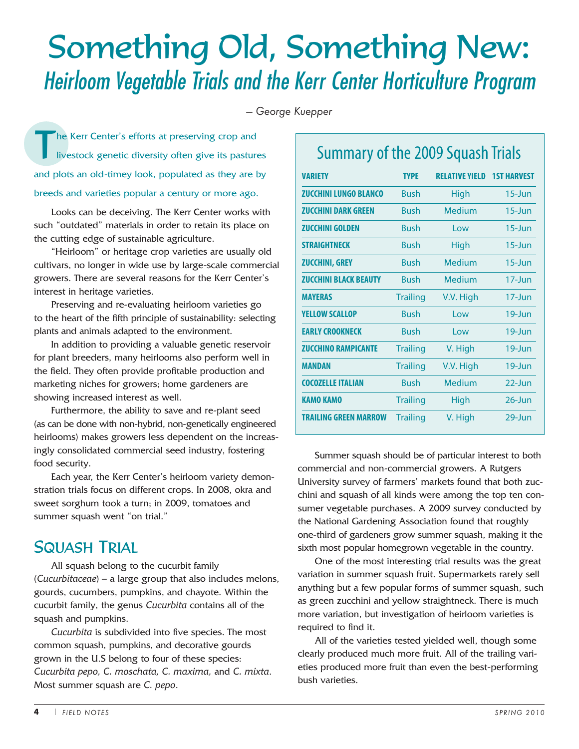# Something Old, Something New:

## *Heirloom Vegetable Trials and the Kerr Center Horticulture Program*

*– George Kuepper*

The Kerr Center's efforts at preserving crop and livestock genetic diversity often give its pastures and plots an old-timey look, populated as they are by breeds and varieties popular a century or more ago.

Looks can be deceiving. The Kerr Center works with such "outdated" materials in order to retain its place on the cutting edge of sustainable agriculture.

"Heirloom" or heritage crop varieties are usually old cultivars, no longer in wide use by large-scale commercial growers. There are several reasons for the Kerr Center's interest in heritage varieties.

Preserving and re-evaluating heirloom varieties go to the heart of the fifth principle of sustainability: selecting plants and animals adapted to the environment.

In addition to providing a valuable genetic reservoir for plant breeders, many heirlooms also perform well in the field. They often provide profitable production and marketing niches for growers; home gardeners are showing increased interest as well.

Furthermore, the ability to save and re-plant seed (as can be done with non-hybrid, non-genetically engineered heirlooms) makes growers less dependent on the increasingly consolidated commercial seed industry, fostering food security.

Each year, the Kerr Center's heirloom variety demonstration trials focus on different crops. In 2008, okra and sweet sorghum took a turn; in 2009, tomatoes and summer squash went "on trial."

## Squash Trial

All squash belong to the cucurbit family (*Cucurbitaceae*) – a large group that also includes melons, gourds, cucumbers, pumpkins, and chayote. Within the cucurbit family, the genus *Cucurbita* contains all of the squash and pumpkins.

*Cucurbita* is subdivided into five species. The most common squash, pumpkins, and decorative gourds grown in the U.S belong to four of these species: *Cucurbita pepo, C. moschata, C. maxima,* and *C. mixta*. Most summer squash are *C. pepo*.

### Summary of the 2009 Squash Trials

| VARIETY | TYPE | RELATIVE YIELD | 1ST HARVEST |
|---|---|---|---|
| ZUCCHINI LUNGO BLANCO | Bush | High | 15-Jun |
| ZUCCHINI DARK GREEN | Bush | Medium | 15-Jun |
| ZUCCHINI GOLDEN | Bush | Low | 15-Jun |
| STRAIGHTNECK | Bush | High | 15-Jun |
| ZUCCHINI, GREY | Bush | Medium | 15-Jun |
| ZUCCHINI BLACK BEAUTY | Bush | Medium | 17-Jun |
| MAYERAS | Trailing | V.V. High | 17-Jun |
| YELLOW SCALLOP | Bush | Low | 19-Jun |
| EARLY CROOKNECK | Bush | Low | 19-Jun |
| ZUCCHINO RAMPICANTE | Trailing | V. High | 19-Jun |
| MANDAN | Trailing | V.V. High | 19-Jun |
| COCOZELLE ITALIAN | Bush | Medium | 22-Jun |
| KAMO KAMO | Trailing | High | 26-Jun |
| TRAILING GREEN MARROW | Trailing | V. High | 29-Jun |

Summer squash should be of particular interest to both commercial and non-commercial growers. A Rutgers University survey of farmers' markets found that both zucchini and squash of all kinds were among the top ten consumer vegetable purchases. A 2009 survey conducted by the National Gardening Association found that roughly one-third of gardeners grow summer squash, making it the sixth most popular homegrown vegetable in the country.

One of the most interesting trial results was the great variation in summer squash fruit. Supermarkets rarely sell anything but a few popular forms of summer squash, such as green zucchini and yellow straightneck. There is much more variation, but investigation of heirloom varieties is required to find it.

All of the varieties tested yielded well, though some clearly produced much more fruit. All of the trailing varieties produced more fruit than even the best-performing bush varieties.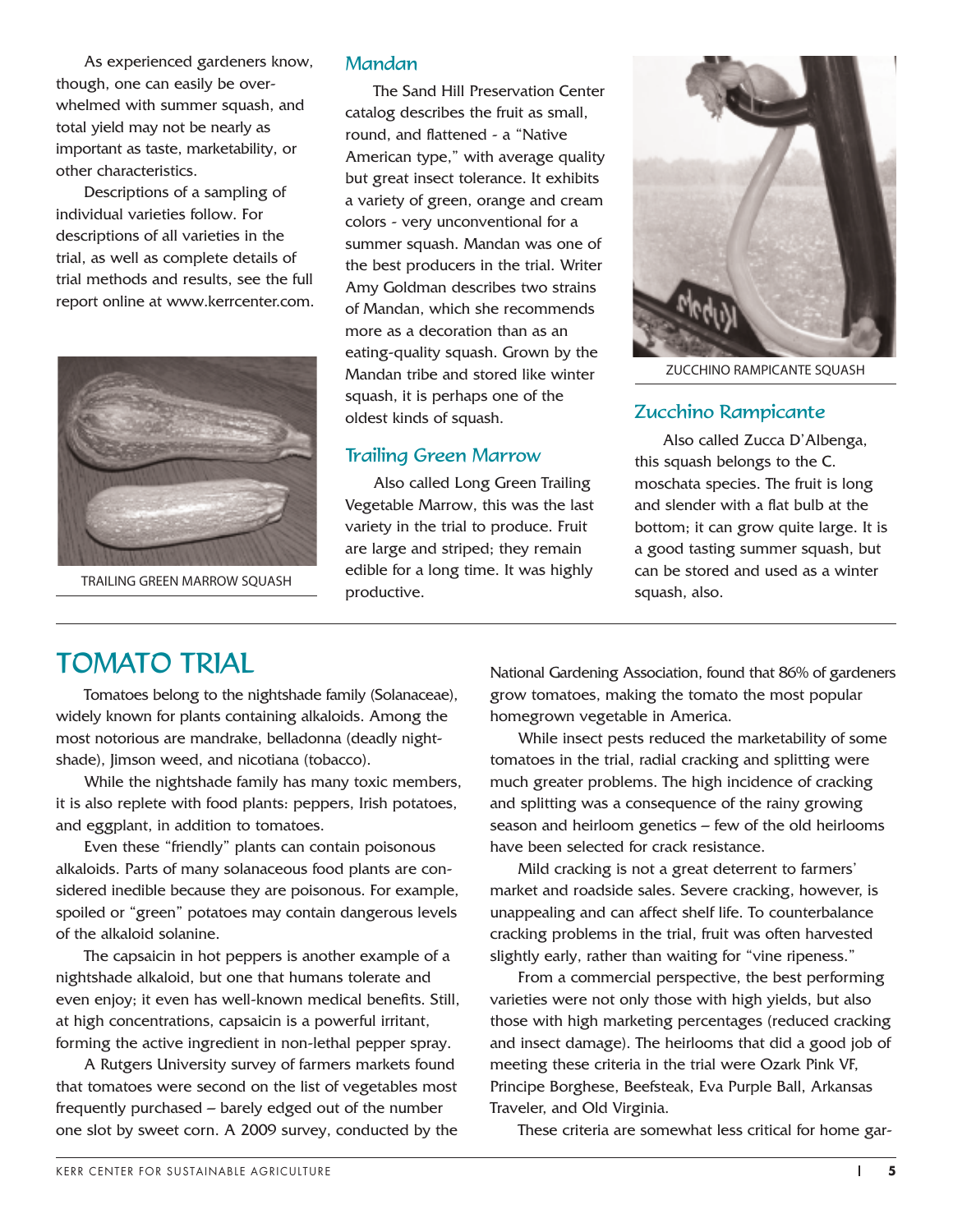As experienced gardeners know, though, one can easily be overwhelmed with summer squash, and total yield may not be nearly as important as taste, marketability, or other characteristics.

Descriptions of a sampling of individual varieties follow. For descriptions of all varieties in the trial, as well as complete details of trial methods and results, see the full report online at www.kerrcenter.com.

TRAILING GREEN MARROW SQUASH

### Mandan

The Sand Hill Preservation Center catalog describes the fruit as small, round, and flattened - a "Native American type," with average quality but great insect tolerance. It exhibits a variety of green, orange and cream colors - very unconventional for a summer squash. Mandan was one of the best producers in the trial. Writer Amy Goldman describes two strains of Mandan, which she recommends more as a decoration than as an eating-quality squash. Grown by the Mandan tribe and stored like winter squash, it is perhaps one of the oldest kinds of squash.

### Trailing Green Marrow

Also called Long Green Trailing Vegetable Marrow, this was the last variety in the trial to produce. Fruit are large and striped; they remain edible for a long time. It was highly productive.

ZUCCHINO RAMPICANTE SQUASH

### Zucchino Rampicante

Also called Zucca D'Albenga, this squash belongs to the C. moschata species. The fruit is long and slender with a flat bulb at the bottom; it can grow quite large. It is a good tasting summer squash, but can be stored and used as a winter squash, also.

## TOMATO TRIAL

Tomatoes belong to the nightshade family (Solanaceae), widely known for plants containing alkaloids. Among the most notorious are mandrake, belladonna (deadly nightshade), Jimson weed, and nicotiana (tobacco).

While the nightshade family has many toxic members, it is also replete with food plants: peppers, Irish potatoes, and eggplant, in addition to tomatoes.

Even these "friendly" plants can contain poisonous alkaloids. Parts of many solanaceous food plants are considered inedible because they are poisonous. For example, spoiled or "green" potatoes may contain dangerous levels of the alkaloid solanine.

The capsaicin in hot peppers is another example of a nightshade alkaloid, but one that humans tolerate and even enjoy; it even has well-known medical benefits. Still, at high concentrations, capsaicin is a powerful irritant, forming the active ingredient in non-lethal pepper spray.

A Rutgers University survey of farmers markets found that tomatoes were second on the list of vegetables most frequently purchased – barely edged out of the number one slot by sweet corn. A 2009 survey, conducted by the National Gardening Association, found that 86% of gardeners grow tomatoes, making the tomato the most popular homegrown vegetable in America.

While insect pests reduced the marketability of some tomatoes in the trial, radial cracking and splitting were much greater problems. The high incidence of cracking and splitting was a consequence of the rainy growing season and heirloom genetics – few of the old heirlooms have been selected for crack resistance.

Mild cracking is not a great deterrent to farmers' market and roadside sales. Severe cracking, however, is unappealing and can affect shelf life. To counterbalance cracking problems in the trial, fruit was often harvested slightly early, rather than waiting for "vine ripeness."

From a commercial perspective, the best performing varieties were not only those with high yields, but also those with high marketing percentages (reduced cracking and insect damage). The heirlooms that did a good job of meeting these criteria in the trial were Ozark Pink VF, Principe Borghese, Beefsteak, Eva Purple Ball, Arkansas Traveler, and Old Virginia.

These criteria are somewhat less critical for home gar-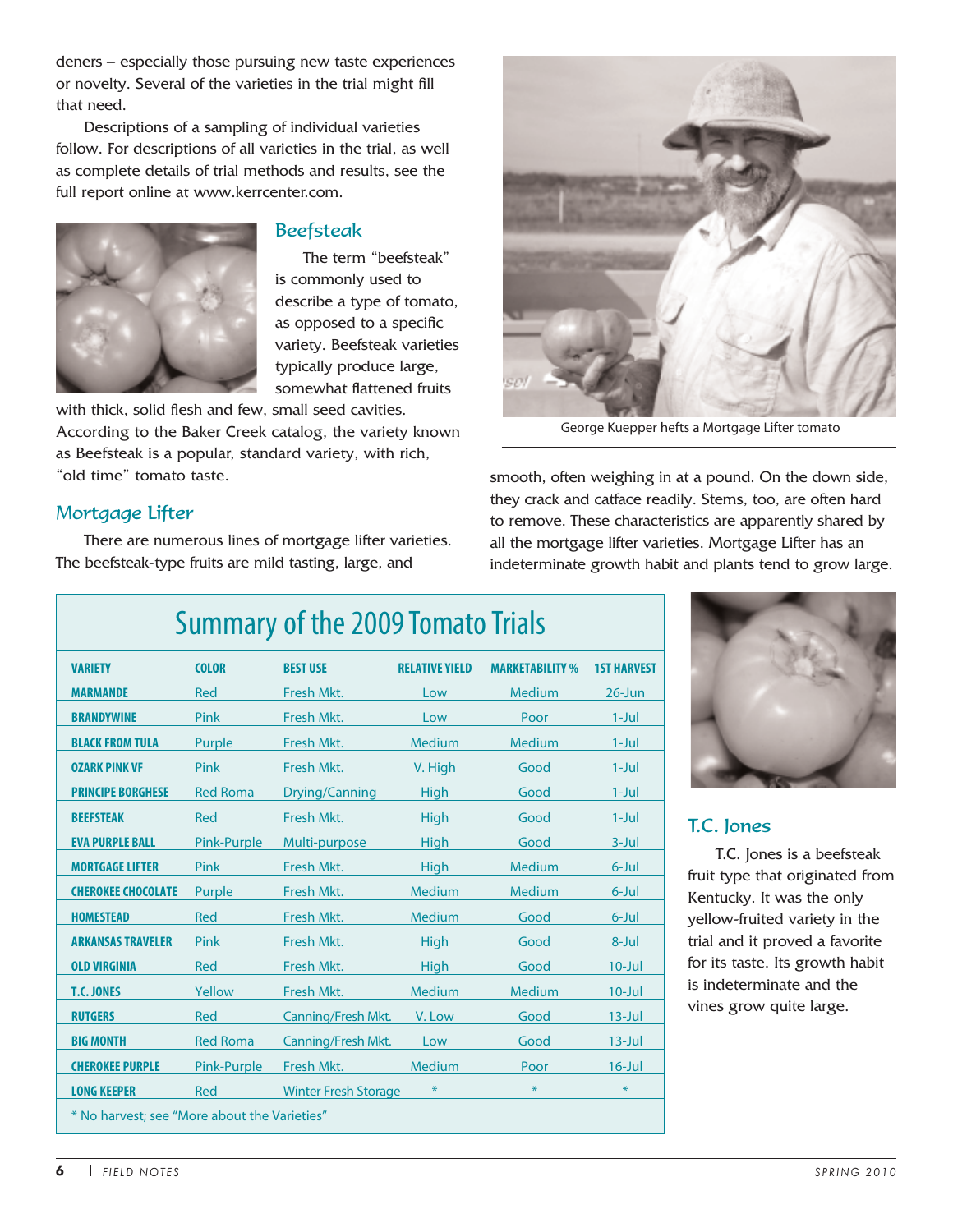deners – especially those pursuing new taste experiences or novelty. Several of the varieties in the trial might fill that need.

Descriptions of a sampling of individual varieties follow. For descriptions of all varieties in the trial, as well as complete details of trial methods and results, see the full report online at www.kerrcenter.com.

### Beefsteak

The term "beefsteak" is commonly used to describe a type of tomato, as opposed to a specific variety. Beefsteak varieties typically produce large, somewhat flattened fruits with thick, solid flesh and few, small seed cavities. According to the Baker Creek catalog, the variety known as Beefsteak is a popular, standard variety, with rich, "old time" tomato taste.

### Mortgage Lifter

There are numerous lines of mortgage lifter varieties. The beefsteak-type fruits are mild tasting, large, and smooth, often weighing in at a pound. On the down side, they crack and catface readily. Stems, too, are often hard to remove. These characteristics are apparently shared by all the mortgage lifter varieties. Mortgage Lifter has an indeterminate growth habit and plants tend to grow large.

George Kuepper hefts a Mortgage Lifter tomato

## Summary of the 2009 Tomato Trials

| VARIETY | COLOR | BEST USE | RELATIVE YIELD | MARKETABILITY % | 1ST HARVEST |
|---|---|---|---|---|---|
| MARMANDE | Red | Fresh Mkt. | Low | Medium | 26-Jun |
| BRANDYWINE | Pink | Fresh Mkt. | Low | Poor | 1-Jul |
| BLACK FROM TULA | Purple | Fresh Mkt. | Medium | Medium | 1-Jul |
| OZARK PINK VF | Pink | Fresh Mkt. | V. High | Good | 1-Jul |
| PRINCIPE BORGHESE | Red Roma | Drying/Canning | High | Good | 1-Jul |
| BEEFSTEAK | Red | Fresh Mkt. | High | Good | 1-Jul |
| EVA PURPLE BALL | Pink-Purple | Multi-purpose | High | Good | 3-Jul |
| MORTGAGE LIFTER | Pink | Fresh Mkt. | High | Medium | 6-Jul |
| CHEROKEE CHOCOLATE | Purple | Fresh Mkt. | Medium | Medium | 6-Jul |
| HOMESTEAD | Red | Fresh Mkt. | Medium | Good | 6-Jul |
| ARKANSAS TRAVELER | Pink | Fresh Mkt. | High | Good | 8-Jul |
| OLD VIRGINIA | Red | Fresh Mkt. | High | Good | 10-Jul |
| T.C. JONES | Yellow | Fresh Mkt. | Medium | Medium | 10-Jul |
| RUTGERS | Red | Canning/Fresh Mkt. | V. Low | Good | 13-Jul |
| BIG MONTH | Red Roma | Canning/Fresh Mkt. | Low | Good | 13-Jul |
| CHEROKEE PURPLE | Pink-Purple | Fresh Mkt. | Medium | Poor | 16-Jul |
| LONG KEEPER | Red | Winter Fresh Storage | * | * | * |

* No harvest; see "More about the Varieties"

### T.C. Jones

T.C. Jones is a beefsteak fruit type that originated from Kentucky. It was the only yellow-fruited variety in the trial and it proved a favorite for its taste. Its growth habit is indeterminate and the vines grow quite large.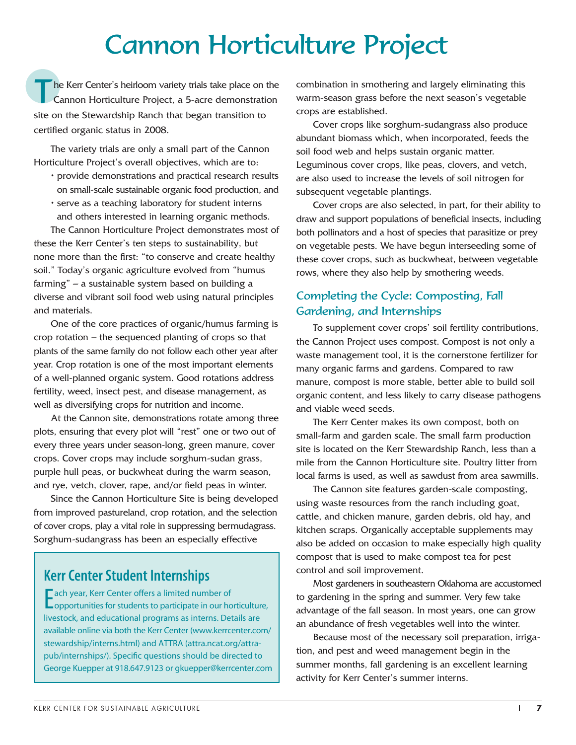# Cannon Horticulture Project

The Kerr Center's heirloom variety trials take place on the Cannon Horticulture Project, a 5-acre demonstration site on the Stewardship Ranch that began transition to certified organic status in 2008.

The variety trials are only a small part of the Cannon Horticulture Project's overall objectives, which are to:

- provide demonstrations and practical research results on small-scale sustainable organic food production, and
- serve as a teaching laboratory for student interns and others interested in learning organic methods.

The Cannon Horticulture Project demonstrates most of these the Kerr Center's ten steps to sustainability, but none more than the first: "to conserve and create healthy soil." Today's organic agriculture evolved from "humus farming" – a sustainable system based on building a diverse and vibrant soil food web using natural principles and materials.

One of the core practices of organic/humus farming is crop rotation – the sequenced planting of crops so that plants of the same family do not follow each other year after year. Crop rotation is one of the most important elements of a well-planned organic system. Good rotations address fertility, weed, insect pest, and disease management, as well as diversifying crops for nutrition and income.

At the Cannon site, demonstrations rotate among three plots, ensuring that every plot will "rest" one or two out of every three years under season-long, green manure, cover crops. Cover crops may include sorghum-sudan grass, purple hull peas, or buckwheat during the warm season, and rye, vetch, clover, rape, and/or field peas in winter.

Since the Cannon Horticulture Site is being developed from improved pastureland, crop rotation, and the selection of cover crops, play a vital role in suppressing bermudagrass. Sorghum-sudangrass has been an especially effective combination in smothering and largely eliminating this warm-season grass before the next season's vegetable crops are established.

Cover crops like sorghum-sudangrass also produce abundant biomass which, when incorporated, feeds the soil food web and helps sustain organic matter. Leguminous cover crops, like peas, clovers, and vetch, are also used to increase the levels of soil nitrogen for subsequent vegetable plantings.

Cover crops are also selected, in part, for their ability to draw and support populations of beneficial insects, including both pollinators and a host of species that parasitize or prey on vegetable pests. We have begun interseeding some of these cover crops, such as buckwheat, between vegetable rows, where they also help by smothering weeds.

## Kerr Center Student Internships

Each year, Kerr Center offers a limited number of opportunities for students to participate in our horticulture, livestock, and educational programs as interns. Details are available online via both the Kerr Center (www.kerrcenter.com/stewardship/interns.html) and ATTRA (attra.ncat.org/attra-pub/internships/). Specific questions should be directed to George Kuepper at 918.647.9123 or gkuepper@kerrcenter.com

## Completing the Cycle: Composting, Fall Gardening, and Internships

To supplement cover crops' soil fertility contributions, the Cannon Project uses compost. Compost is not only a waste management tool, it is the cornerstone fertilizer for many organic farms and gardens. Compared to raw manure, compost is more stable, better able to build soil organic content, and less likely to carry disease pathogens and viable weed seeds.

The Kerr Center makes its own compost, both on small-farm and garden scale. The small farm production site is located on the Kerr Stewardship Ranch, less than a mile from the Cannon Horticulture site. Poultry litter from local farms is used, as well as sawdust from area sawmills.

The Cannon site features garden-scale composting, using waste resources from the ranch including goat, cattle, and chicken manure, garden debris, old hay, and kitchen scraps. Organically acceptable supplements may also be added on occasion to make especially high quality compost that is used to make compost tea for pest control and soil improvement.

Most gardeners in southeastern Oklahoma are accustomed to gardening in the spring and summer. Very few take advantage of the fall season. In most years, one can grow an abundance of fresh vegetables well into the winter.

Because most of the necessary soil preparation, irrigation, and pest and weed management begin in the summer months, fall gardening is an excellent learning activity for Kerr Center's summer interns.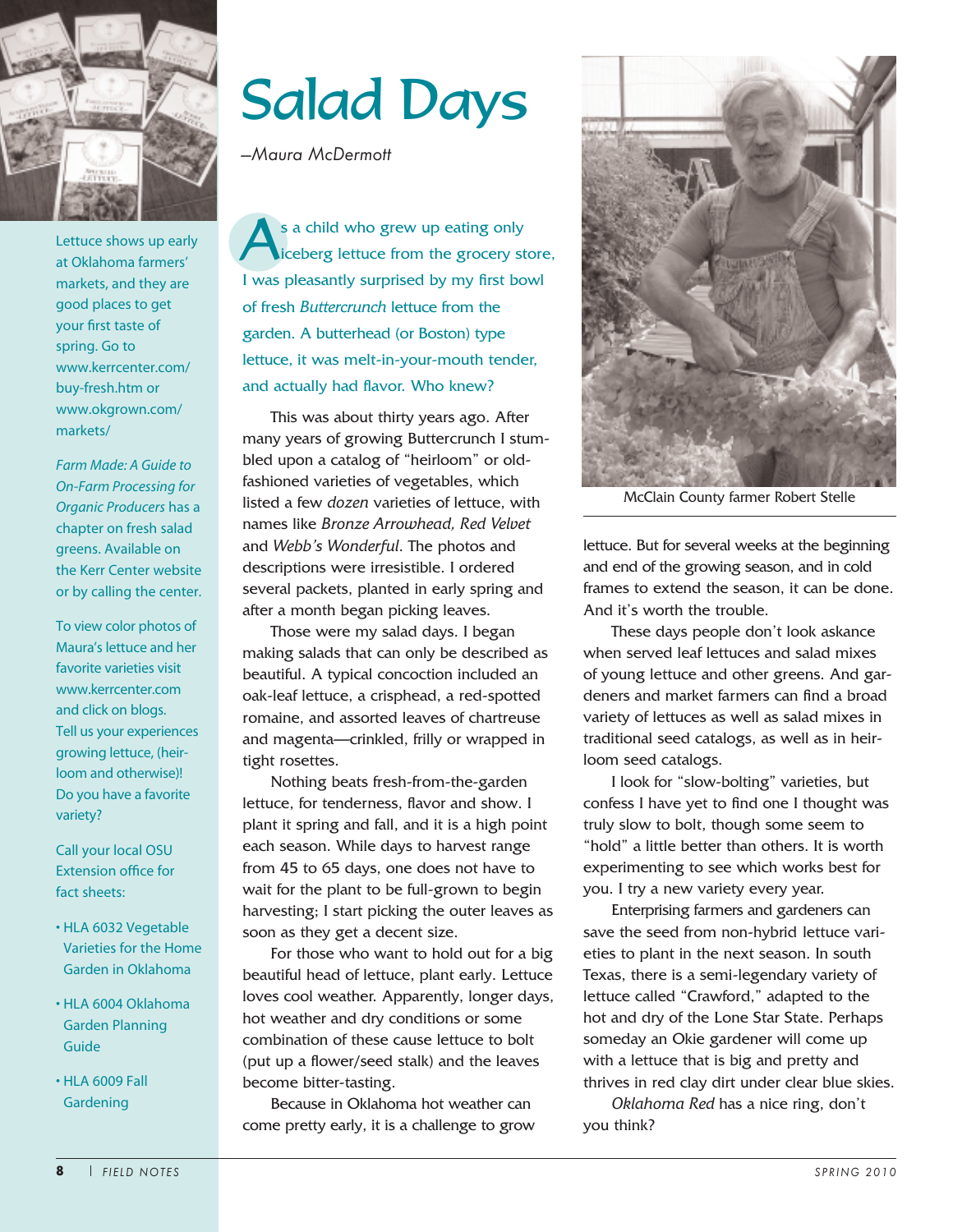# Salad Days

*—Maura McDermott*

As a child who grew up eating only iceberg lettuce from the grocery store, I was pleasantly surprised by my first bowl of fresh *Buttercrunch* lettuce from the garden. A butterhead (or Boston) type lettuce, it was melt-in-your-mouth tender, and actually had flavor. Who knew?

This was about thirty years ago. After many years of growing Buttercrunch I stumbled upon a catalog of "heirloom" or old-fashioned varieties of vegetables, which listed a few *dozen* varieties of lettuce, with names like *Bronze Arrowhead, Red Velvet* and *Webb's Wonderful*. The photos and descriptions were irresistible. I ordered several packets, planted in early spring and after a month began picking leaves.

Those were my salad days. I began making salads that can only be described as beautiful. A typical concoction included an oak-leaf lettuce, a crisphead, a red-spotted romaine, and assorted leaves of chartreuse and magenta—crinkled, frilly or wrapped in tight rosettes.

Nothing beats fresh-from-the-garden lettuce, for tenderness, flavor and show. I plant it spring and fall, and it is a high point each season. While days to harvest range from 45 to 65 days, one does not have to wait for the plant to be full-grown to begin harvesting; I start picking the outer leaves as soon as they get a decent size.

For those who want to hold out for a big beautiful head of lettuce, plant early. Lettuce loves cool weather. Apparently, longer days, hot weather and dry conditions or some combination of these cause lettuce to bolt (put up a flower/seed stalk) and the leaves become bitter-tasting.

Because in Oklahoma hot weather can come pretty early, it is a challenge to grow lettuce. But for several weeks at the beginning and end of the growing season, and in cold frames to extend the season, it can be done. And it's worth the trouble.

These days people don't look askance when served leaf lettuces and salad mixes of young lettuce and other greens. And gardeners and market farmers can find a broad variety of lettuces as well as salad mixes in traditional seed catalogs, as well as in heirloom seed catalogs.

I look for "slow-bolting" varieties, but confess I have yet to find one I thought was truly slow to bolt, though some seem to "hold" a little better than others. It is worth experimenting to see which works best for you. I try a new variety every year.

Enterprising farmers and gardeners can save the seed from non-hybrid lettuce varieties to plant in the next season. In south Texas, there is a semi-legendary variety of lettuce called "Crawford," adapted to the hot and dry of the Lone Star State. Perhaps someday an Okie gardener will come up with a lettuce that is big and pretty and thrives in red clay dirt under clear blue skies.

*Oklahoma Red* has a nice ring, don't you think?

McClain County farmer Robert Stelle

---

Lettuce shows up early at Oklahoma farmers' markets, and they are good places to get your first taste of spring. Go to www.kerrcenter.com/buy-fresh.htm or www.okgrown.com/markets/

*Farm Made: A Guide to On-Farm Processing for Organic Producers* has a chapter on fresh salad greens. Available on the Kerr Center website or by calling the center.

To view color photos of Maura's lettuce and her favorite varieties visit www.kerrcenter.com and click on blogs. Tell us your experiences growing lettuce, (heirloom and otherwise)! Do you have a favorite variety?

Call your local OSU Extension office for fact sheets:

- HLA 6032 Vegetable Varieties for the Home Garden in Oklahoma
- HLA 6004 Oklahoma Garden Planning Guide
- HLA 6009 Fall Gardening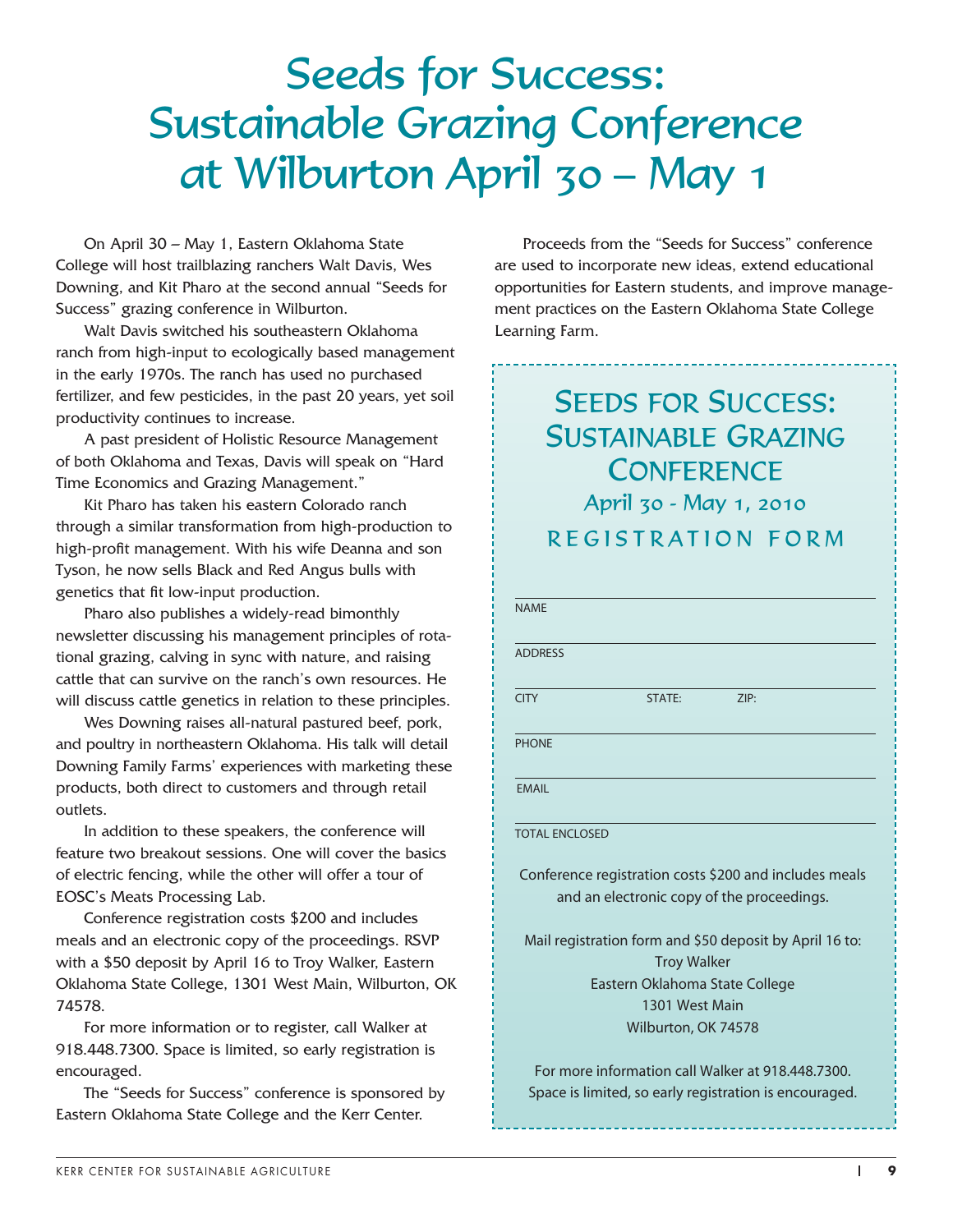# Seeds for Success: Sustainable Grazing Conference at Wilburton April 30 – May 1

On April 30 – May 1, Eastern Oklahoma State College will host trailblazing ranchers Walt Davis, Wes Downing, and Kit Pharo at the second annual "Seeds for Success" grazing conference in Wilburton.

Walt Davis switched his southeastern Oklahoma ranch from high-input to ecologically based management in the early 1970s. The ranch has used no purchased fertilizer, and few pesticides, in the past 20 years, yet soil productivity continues to increase.

A past president of Holistic Resource Management of both Oklahoma and Texas, Davis will speak on "Hard Time Economics and Grazing Management."

Kit Pharo has taken his eastern Colorado ranch through a similar transformation from high-production to high-profit management. With his wife Deanna and son Tyson, he now sells Black and Red Angus bulls with genetics that fit low-input production.

Pharo also publishes a widely-read bimonthly newsletter discussing his management principles of rotational grazing, calving in sync with nature, and raising cattle that can survive on the ranch's own resources. He will discuss cattle genetics in relation to these principles.

Wes Downing raises all-natural pastured beef, pork, and poultry in northeastern Oklahoma. His talk will detail Downing Family Farms' experiences with marketing these products, both direct to customers and through retail outlets.

In addition to these speakers, the conference will feature two breakout sessions. One will cover the basics of electric fencing, while the other will offer a tour of EOSC's Meats Processing Lab.

Conference registration costs $200 and includes meals and an electronic copy of the proceedings. RSVP with a $50 deposit by April 16 to Troy Walker, Eastern Oklahoma State College, 1301 West Main, Wilburton, OK 74578.

For more information or to register, call Walker at 918.448.7300. Space is limited, so early registration is encouraged.

The "Seeds for Success" conference is sponsored by Eastern Oklahoma State College and the Kerr Center.

Proceeds from the "Seeds for Success" conference are used to incorporate new ideas, extend educational opportunities for Eastern students, and improve management practices on the Eastern Oklahoma State College Learning Farm.

## Seeds for Success: Sustainable Grazing Conference

### April 30 - May 1, 2010

### REGISTRATION FORM

NAME

ADDRESS

CITY STATE: ZIP:

PHONE

EMAIL

TOTAL ENCLOSED

Conference registration costs $200 and includes meals and an electronic copy of the proceedings.

Mail registration form and $50 deposit by April 16 to:
Troy Walker
Eastern Oklahoma State College
1301 West Main
Wilburton, OK 74578

For more information call Walker at 918.448.7300.
Space is limited, so early registration is encouraged.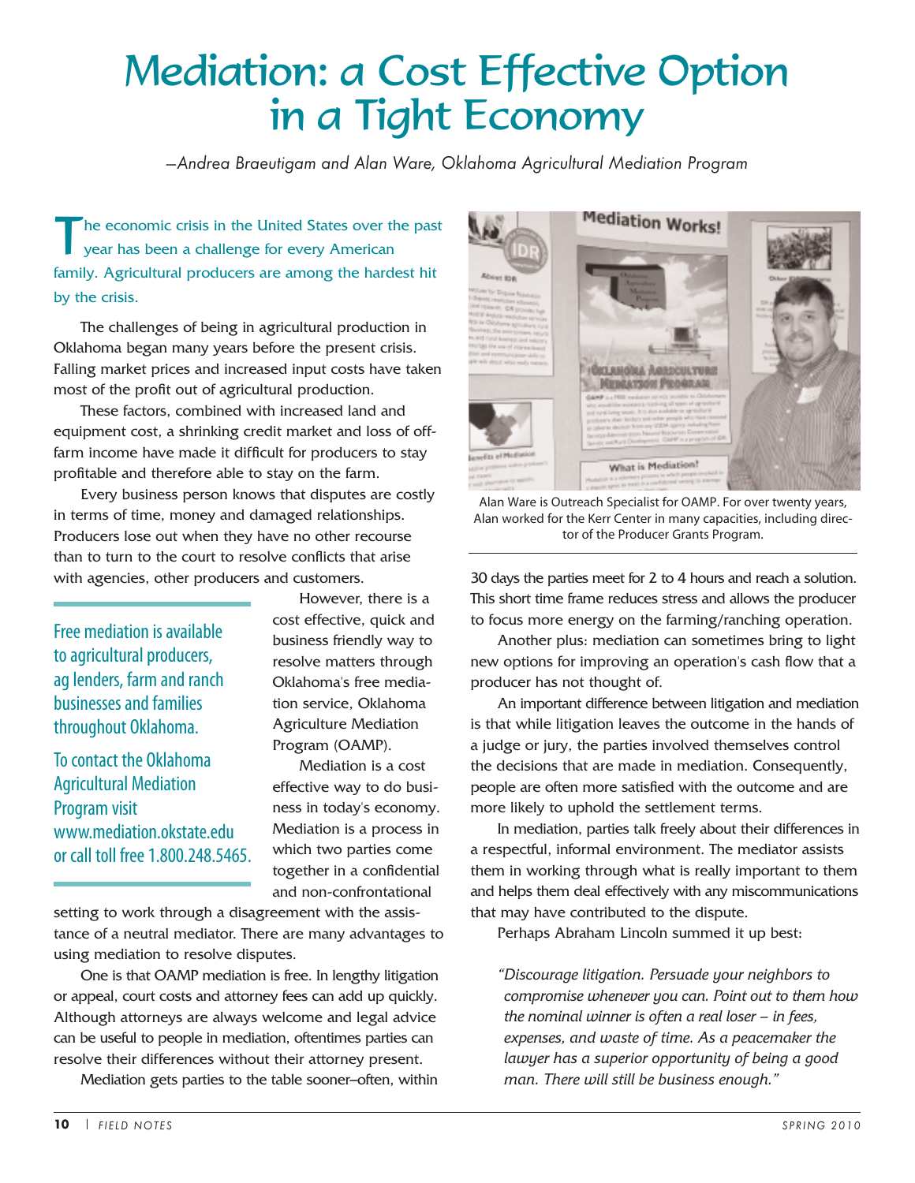# Mediation: a Cost Effective Option in a Tight Economy

*—Andrea Braeutigam and Alan Ware, Oklahoma Agricultural Mediation Program*

The economic crisis in the United States over the past year has been a challenge for every American family. Agricultural producers are among the hardest hit by the crisis.

The challenges of being in agricultural production in Oklahoma began many years before the present crisis. Falling market prices and increased input costs have taken most of the profit out of agricultural production.

These factors, combined with increased land and equipment cost, a shrinking credit market and loss of off-farm income have made it difficult for producers to stay profitable and therefore able to stay on the farm.

Every business person knows that disputes are costly in terms of time, money and damaged relationships. Producers lose out when they have no other recourse than to turn to the court to resolve conflicts that arise with agencies, other producers and customers.

> Free mediation is available to agricultural producers, ag lenders, farm and ranch businesses and families throughout Oklahoma.
>
> To contact the Oklahoma Agricultural Mediation Program visit www.mediation.okstate.edu or call toll free 1.800.248.5465.

However, there is a cost effective, quick and business friendly way to resolve matters through Oklahoma's free mediation service, Oklahoma Agriculture Mediation Program (OAMP).

Mediation is a cost effective way to do business in today's economy. Mediation is a process in which two parties come together in a confidential and non-confrontational setting to work through a disagreement with the assistance of a neutral mediator. There are many advantages to using mediation to resolve disputes.

One is that OAMP mediation is free. In lengthy litigation or appeal, court costs and attorney fees can add up quickly. Although attorneys are always welcome and legal advice can be useful to people in mediation, oftentimes parties can resolve their differences without their attorney present.

Mediation gets parties to the table sooner–often, within 30 days the parties meet for 2 to 4 hours and reach a solution. This short time frame reduces stress and allows the producer to focus more energy on the farming/ranching operation.

Alan Ware is Outreach Specialist for OAMP. For over twenty years, Alan worked for the Kerr Center in many capacities, including director of the Producer Grants Program.

Another plus: mediation can sometimes bring to light new options for improving an operation's cash flow that a producer has not thought of.

An important difference between litigation and mediation is that while litigation leaves the outcome in the hands of a judge or jury, the parties involved themselves control the decisions that are made in mediation. Consequently, people are often more satisfied with the outcome and are more likely to uphold the settlement terms.

In mediation, parties talk freely about their differences in a respectful, informal environment. The mediator assists them in working through what is really important to them and helps them deal effectively with any miscommunications that may have contributed to the dispute.

Perhaps Abraham Lincoln summed it up best:

> *"Discourage litigation. Persuade your neighbors to compromise whenever you can. Point out to them how the nominal winner is often a real loser – in fees, expenses, and waste of time. As a peacemaker the lawyer has a superior opportunity of being a good man. There will still be business enough."*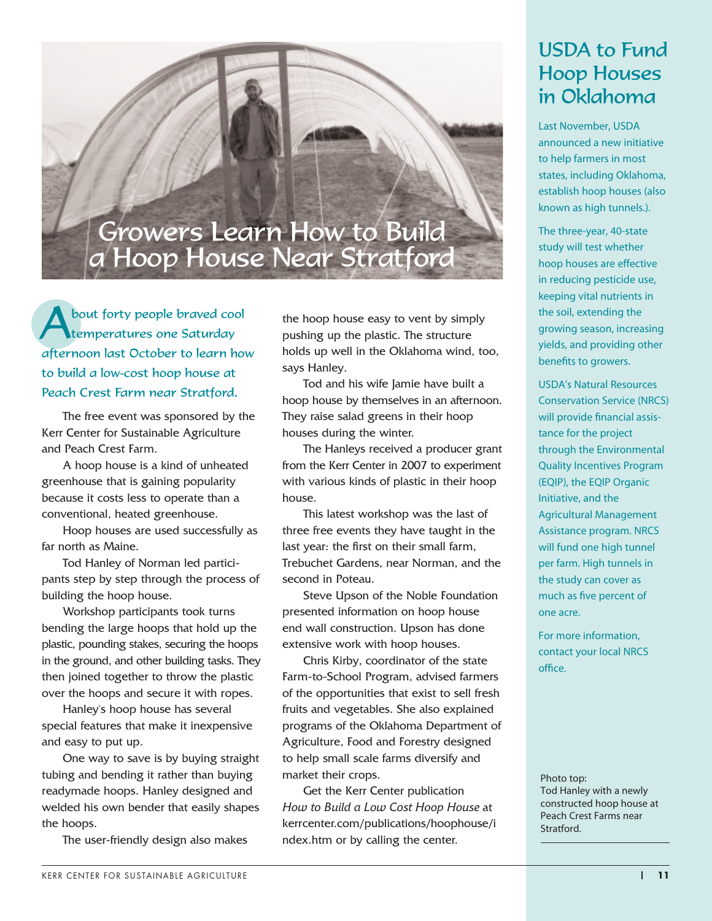# Growers Learn How to Build a Hoop House Near Stratford

**About forty people braved cool temperatures one Saturday afternoon last October to learn how to build a low-cost hoop house at Peach Crest Farm near Stratford.**

The free event was sponsored by the Kerr Center for Sustainable Agriculture and Peach Crest Farm.

A hoop house is a kind of unheated greenhouse that is gaining popularity because it costs less to operate than a conventional, heated greenhouse.

Hoop houses are used successfully as far north as Maine.

Tod Hanley of Norman led participants step by step through the process of building the hoop house.

Workshop participants took turns bending the large hoops that hold up the plastic, pounding stakes, securing the hoops in the ground, and other building tasks. They then joined together to throw the plastic over the hoops and secure it with ropes.

Hanley's hoop house has several special features that make it inexpensive and easy to put up.

One way to save is by buying straight tubing and bending it rather than buying readymade hoops. Hanley designed and welded his own bender that easily shapes the hoops.

The user-friendly design also makes the hoop house easy to vent by simply pushing up the plastic. The structure holds up well in the Oklahoma wind, too, says Hanley.

Tod and his wife Jamie have built a hoop house by themselves in an afternoon. They raise salad greens in their hoop houses during the winter.

The Hanleys received a producer grant from the Kerr Center in 2007 to experiment with various kinds of plastic in their hoop house.

This latest workshop was the last of three free events they have taught in the last year: the first on their small farm, Trebuchet Gardens, near Norman, and the second in Poteau.

Steve Upson of the Noble Foundation presented information on hoop house end wall construction. Upson has done extensive work with hoop houses.

Chris Kirby, coordinator of the state Farm-to-School Program, advised farmers of the opportunities that exist to sell fresh fruits and vegetables. She also explained programs of the Oklahoma Department of Agriculture, Food and Forestry designed to help small scale farms diversify and market their crops.

Get the Kerr Center publication *How to Build a Low Cost Hoop House* at kerrcenter.com/publications/hoophouse/index.htm or by calling the center.

## USDA to Fund Hoop Houses in Oklahoma

Last November, USDA announced a new initiative to help farmers in most states, including Oklahoma, establish hoop houses (also known as high tunnels.).

The three-year, 40-state study will test whether hoop houses are effective in reducing pesticide use, keeping vital nutrients in the soil, extending the growing season, increasing yields, and providing other benefits to growers.

USDA's Natural Resources Conservation Service (NRCS) will provide financial assistance for the project through the Environmental Quality Incentives Program (EQIP), the EQIP Organic Initiative, and the Agricultural Management Assistance program. NRCS will fund one high tunnel per farm. High tunnels in the study can cover as much as five percent of one acre.

For more information, contact your local NRCS office.

Photo top:
Tod Hanley with a newly constructed hoop house at Peach Crest Farms near Stratford.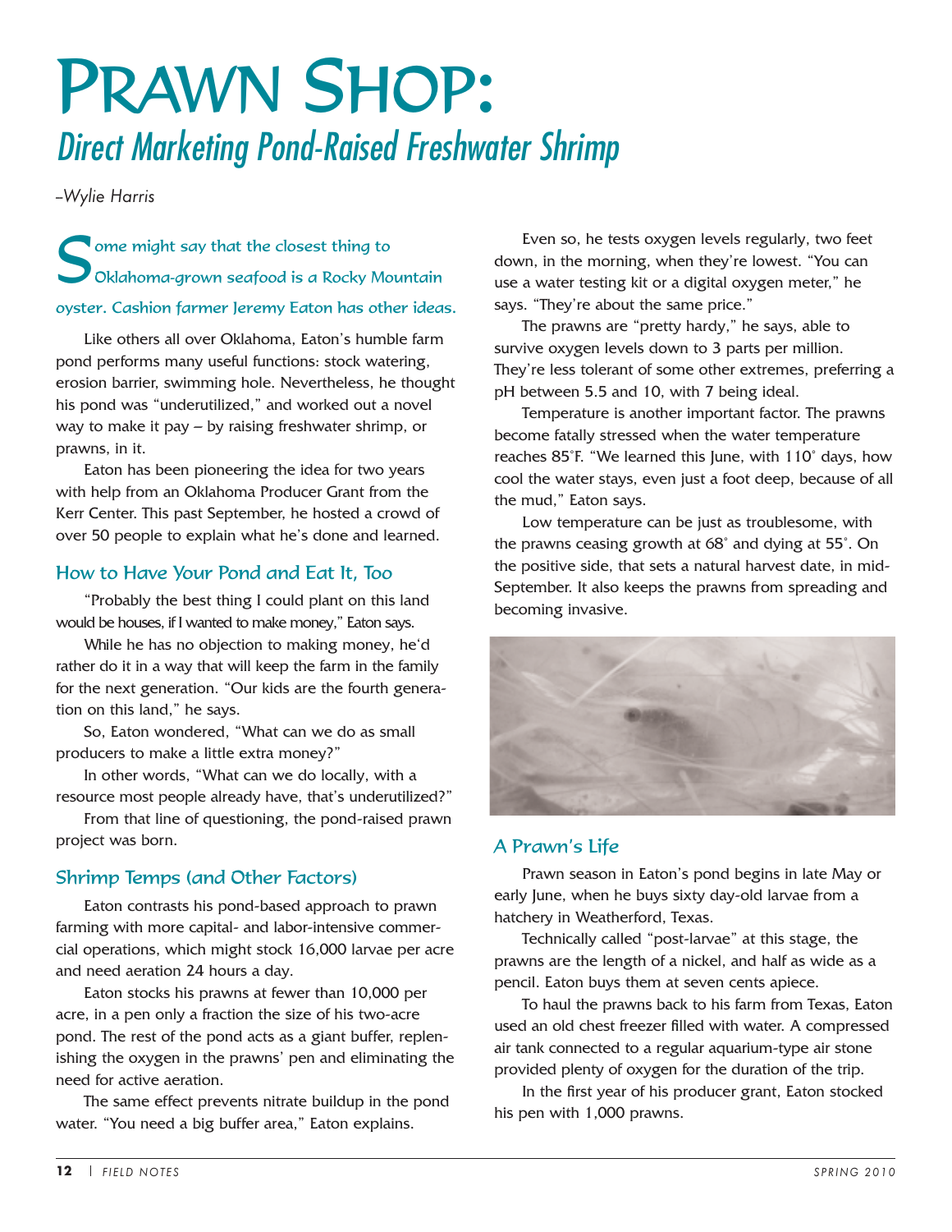# Prawn Shop:

## *Direct Marketing Pond-Raised Freshwater Shrimp*

*–Wylie Harris*

Some might say that the closest thing to Oklahoma-grown seafood is a Rocky Mountain oyster. Cashion farmer Jeremy Eaton has other ideas.

Like others all over Oklahoma, Eaton's humble farm pond performs many useful functions: stock watering, erosion barrier, swimming hole. Nevertheless, he thought his pond was "underutilized," and worked out a novel way to make it pay – by raising freshwater shrimp, or prawns, in it.

Eaton has been pioneering the idea for two years with help from an Oklahoma Producer Grant from the Kerr Center. This past September, he hosted a crowd of over 50 people to explain what he's done and learned.

### How to Have Your Pond and Eat It, Too

"Probably the best thing I could plant on this land would be houses, if I wanted to make money," Eaton says.

While he has no objection to making money, he'd rather do it in a way that will keep the farm in the family for the next generation. "Our kids are the fourth generation on this land," he says.

So, Eaton wondered, "What can we do as small producers to make a little extra money?"

In other words, "What can we do locally, with a resource most people already have, that's underutilized?"

From that line of questioning, the pond-raised prawn project was born.

### Shrimp Temps (and Other Factors)

Eaton contrasts his pond-based approach to prawn farming with more capital- and labor-intensive commercial operations, which might stock 16,000 larvae per acre and need aeration 24 hours a day.

Eaton stocks his prawns at fewer than 10,000 per acre, in a pen only a fraction the size of his two-acre pond. The rest of the pond acts as a giant buffer, replenishing the oxygen in the prawns' pen and eliminating the need for active aeration.

The same effect prevents nitrate buildup in the pond water. "You need a big buffer area," Eaton explains.

Even so, he tests oxygen levels regularly, two feet down, in the morning, when they're lowest. "You can use a water testing kit or a digital oxygen meter," he says. "They're about the same price."

The prawns are "pretty hardy," he says, able to survive oxygen levels down to 3 parts per million. They're less tolerant of some other extremes, preferring a pH between 5.5 and 10, with 7 being ideal.

Temperature is another important factor. The prawns become fatally stressed when the water temperature reaches 85°F. "We learned this June, with 110° days, how cool the water stays, even just a foot deep, because of all the mud," Eaton says.

Low temperature can be just as troublesome, with the prawns ceasing growth at 68° and dying at 55°. On the positive side, that sets a natural harvest date, in mid-September. It also keeps the prawns from spreading and becoming invasive.

### A Prawn's Life

Prawn season in Eaton's pond begins in late May or early June, when he buys sixty day-old larvae from a hatchery in Weatherford, Texas.

Technically called "post-larvae" at this stage, the prawns are the length of a nickel, and half as wide as a pencil. Eaton buys them at seven cents apiece.

To haul the prawns back to his farm from Texas, Eaton used an old chest freezer filled with water. A compressed air tank connected to a regular aquarium-type air stone provided plenty of oxygen for the duration of the trip.

In the first year of his producer grant, Eaton stocked his pen with 1,000 prawns.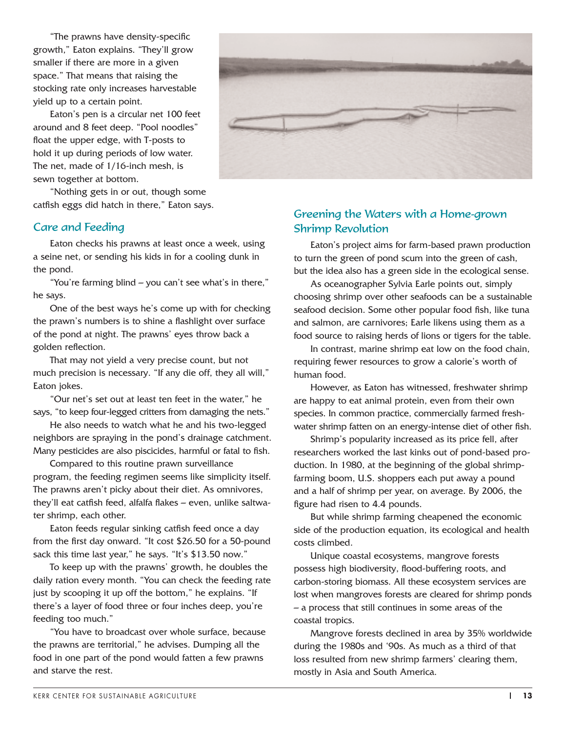"The prawns have density-specific growth," Eaton explains. "They'll grow smaller if there are more in a given space." That means that raising the stocking rate only increases harvestable yield up to a certain point.

Eaton's pen is a circular net 100 feet around and 8 feet deep. "Pool noodles" float the upper edge, with T-posts to hold it up during periods of low water. The net, made of 1/16-inch mesh, is sewn together at bottom.

"Nothing gets in or out, though some catfish eggs did hatch in there," Eaton says.

## Care and Feeding

Eaton checks his prawns at least once a week, using a seine net, or sending his kids in for a cooling dunk in the pond.

"You're farming blind – you can't see what's in there," he says.

One of the best ways he's come up with for checking the prawn's numbers is to shine a flashlight over surface of the pond at night. The prawns' eyes throw back a golden reflection.

That may not yield a very precise count, but not much precision is necessary. "If any die off, they all will," Eaton jokes.

"Our net's set out at least ten feet in the water," he says, "to keep four-legged critters from damaging the nets."

He also needs to watch what he and his two-legged neighbors are spraying in the pond's drainage catchment. Many pesticides are also piscicides, harmful or fatal to fish.

Compared to this routine prawn surveillance program, the feeding regimen seems like simplicity itself. The prawns aren't picky about their diet. As omnivores, they'll eat catfish feed, alfalfa flakes – even, unlike saltwater shrimp, each other.

Eaton feeds regular sinking catfish feed once a day from the first day onward. "It cost $26.50 for a 50-pound sack this time last year," he says. "It's $13.50 now."

To keep up with the prawns' growth, he doubles the daily ration every month. "You can check the feeding rate just by scooping it up off the bottom," he explains. "If there's a layer of food three or four inches deep, you're feeding too much."

"You have to broadcast over whole surface, because the prawns are territorial," he advises. Dumping all the food in one part of the pond would fatten a few prawns and starve the rest.

## Greening the Waters with a Home-grown Shrimp Revolution

Eaton's project aims for farm-based prawn production to turn the green of pond scum into the green of cash, but the idea also has a green side in the ecological sense.

As oceanographer Sylvia Earle points out, simply choosing shrimp over other seafoods can be a sustainable seafood decision. Some other popular food fish, like tuna and salmon, are carnivores; Earle likens using them as a food source to raising herds of lions or tigers for the table.

In contrast, marine shrimp eat low on the food chain, requiring fewer resources to grow a calorie's worth of human food.

However, as Eaton has witnessed, freshwater shrimp are happy to eat animal protein, even from their own species. In common practice, commercially farmed freshwater shrimp fatten on an energy-intense diet of other fish.

Shrimp's popularity increased as its price fell, after researchers worked the last kinks out of pond-based production. In 1980, at the beginning of the global shrimp-farming boom, U.S. shoppers each put away a pound and a half of shrimp per year, on average. By 2006, the figure had risen to 4.4 pounds.

But while shrimp farming cheapened the economic side of the production equation, its ecological and health costs climbed.

Unique coastal ecosystems, mangrove forests possess high biodiversity, flood-buffering roots, and carbon-storing biomass. All these ecosystem services are lost when mangroves forests are cleared for shrimp ponds – a process that still continues in some areas of the coastal tropics.

Mangrove forests declined in area by 35% worldwide during the 1980s and '90s. As much as a third of that loss resulted from new shrimp farmers' clearing them, mostly in Asia and South America.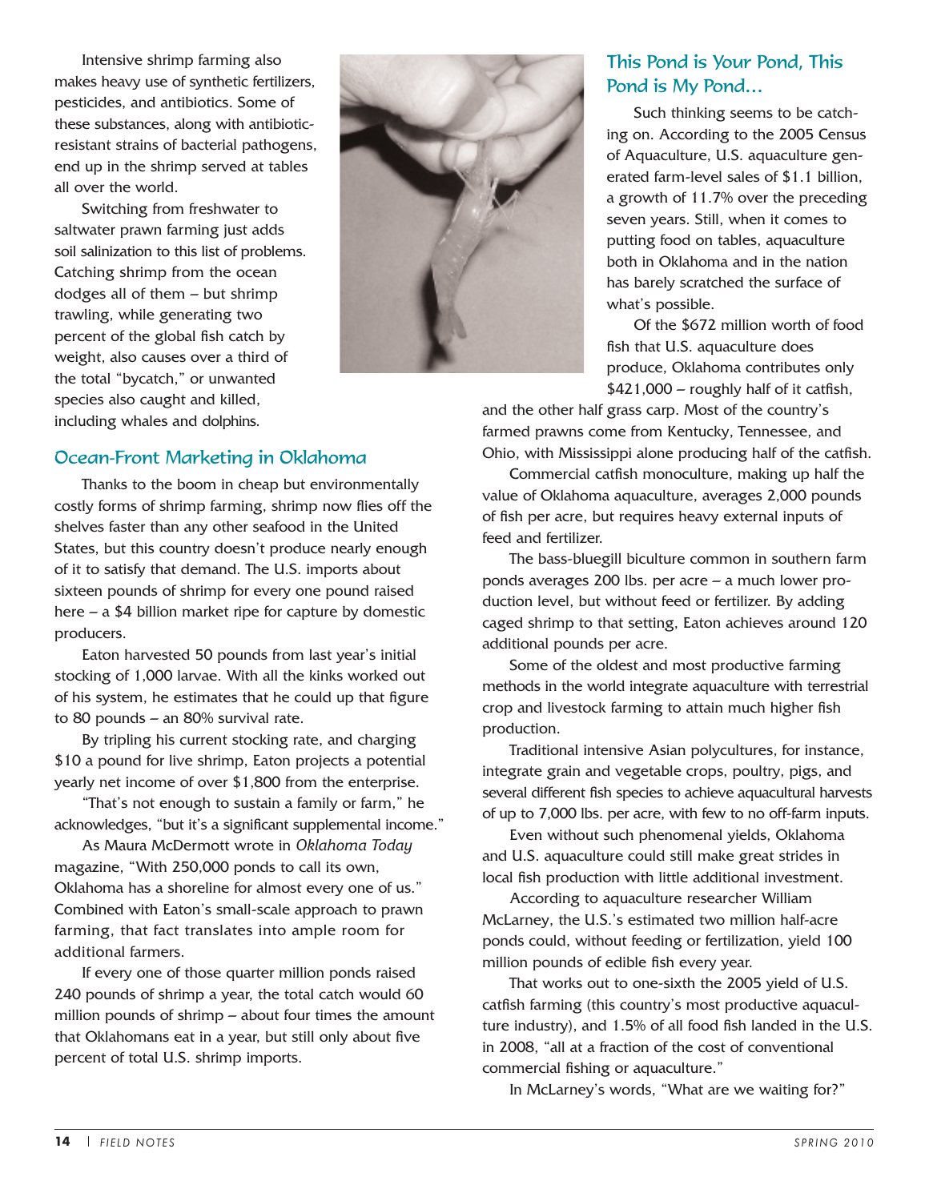Intensive shrimp farming also makes heavy use of synthetic fertilizers, pesticides, and antibiotics. Some of these substances, along with antibiotic-resistant strains of bacterial pathogens, end up in the shrimp served at tables all over the world.

Switching from freshwater to saltwater prawn farming just adds soil salinization to this list of problems. Catching shrimp from the ocean dodges all of them – but shrimp trawling, while generating two percent of the global fish catch by weight, also causes over a third of the total "bycatch," or unwanted species also caught and killed, including whales and dolphins.

## Ocean-Front Marketing in Oklahoma

Thanks to the boom in cheap but environmentally costly forms of shrimp farming, shrimp now flies off the shelves faster than any other seafood in the United States, but this country doesn't produce nearly enough of it to satisfy that demand. The U.S. imports about sixteen pounds of shrimp for every one pound raised here – a $4 billion market ripe for capture by domestic producers.

Eaton harvested 50 pounds from last year's initial stocking of 1,000 larvae. With all the kinks worked out of his system, he estimates that he could up that figure to 80 pounds – an 80% survival rate.

By tripling his current stocking rate, and charging $10 a pound for live shrimp, Eaton projects a potential yearly net income of over $1,800 from the enterprise.

"That's not enough to sustain a family or farm," he acknowledges, "but it's a significant supplemental income."

As Maura McDermott wrote in *Oklahoma Today* magazine, "With 250,000 ponds to call its own, Oklahoma has a shoreline for almost every one of us." Combined with Eaton's small-scale approach to prawn farming, that fact translates into ample room for additional farmers.

If every one of those quarter million ponds raised 240 pounds of shrimp a year, the total catch would 60 million pounds of shrimp – about four times the amount that Oklahomans eat in a year, but still only about five percent of total U.S. shrimp imports.

## This Pond is Your Pond, This Pond is My Pond...

Such thinking seems to be catching on. According to the 2005 Census of Aquaculture, U.S. aquaculture generated farm-level sales of $1.1 billion, a growth of 11.7% over the preceding seven years. Still, when it comes to putting food on tables, aquaculture both in Oklahoma and in the nation has barely scratched the surface of what's possible.

Of the $672 million worth of food fish that U.S. aquaculture does produce, Oklahoma contributes only $421,000 – roughly half of it catfish, and the other half grass carp. Most of the country's farmed prawns come from Kentucky, Tennessee, and Ohio, with Mississippi alone producing half of the catfish.

Commercial catfish monoculture, making up half the value of Oklahoma aquaculture, averages 2,000 pounds of fish per acre, but requires heavy external inputs of feed and fertilizer.

The bass-bluegill biculture common in southern farm ponds averages 200 lbs. per acre – a much lower production level, but without feed or fertilizer. By adding caged shrimp to that setting, Eaton achieves around 120 additional pounds per acre.

Some of the oldest and most productive farming methods in the world integrate aquaculture with terrestrial crop and livestock farming to attain much higher fish production.

Traditional intensive Asian polycultures, for instance, integrate grain and vegetable crops, poultry, pigs, and several different fish species to achieve aquacultural harvests of up to 7,000 lbs. per acre, with few to no off-farm inputs.

Even without such phenomenal yields, Oklahoma and U.S. aquaculture could still make great strides in local fish production with little additional investment.

According to aquaculture researcher William McLarney, the U.S.'s estimated two million half-acre ponds could, without feeding or fertilization, yield 100 million pounds of edible fish every year.

That works out to one-sixth the 2005 yield of U.S. catfish farming (this country's most productive aquaculture industry), and 1.5% of all food fish landed in the U.S. in 2008, "all at a fraction of the cost of conventional commercial fishing or aquaculture."

In McLarney's words, "What are we waiting for?"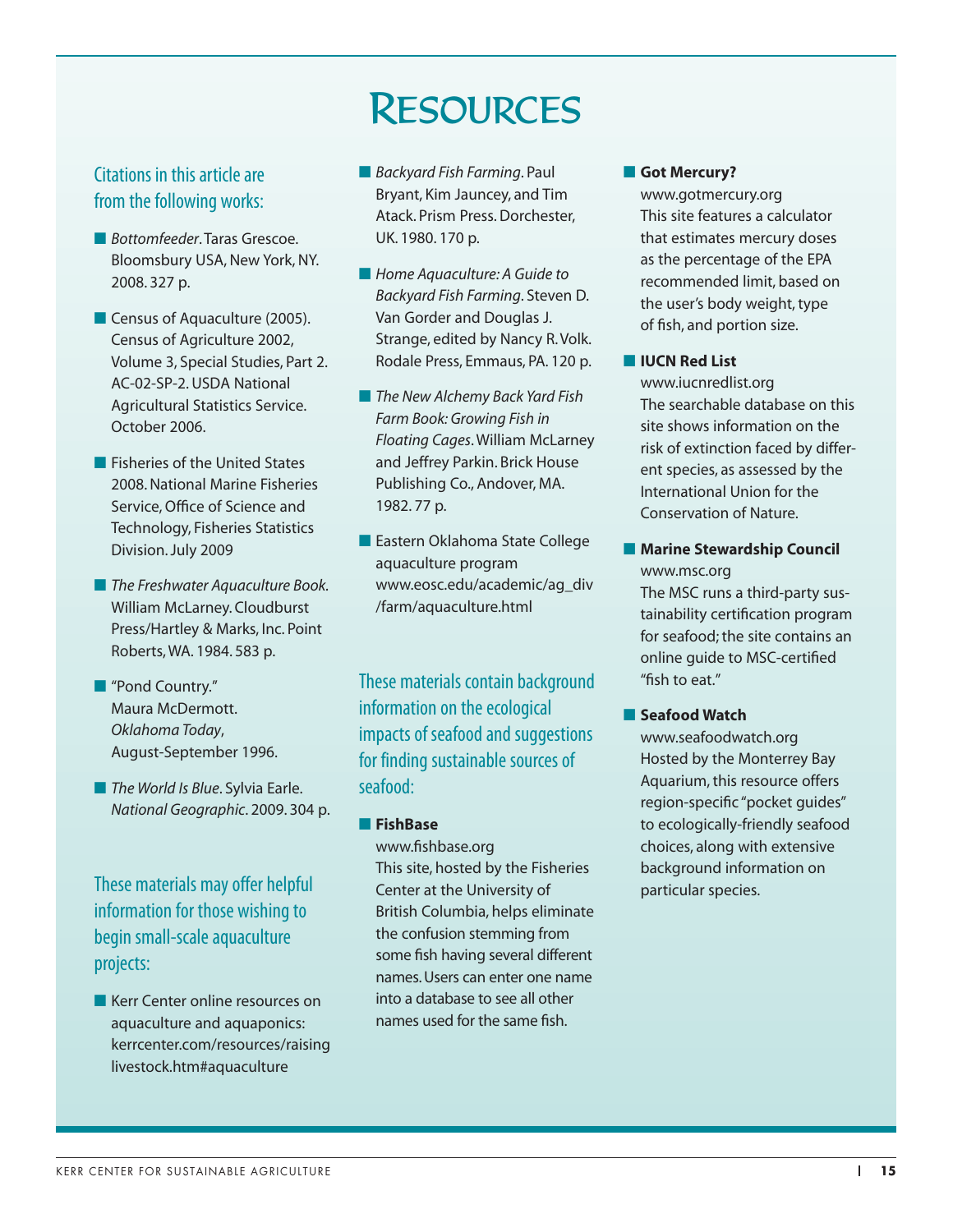# Resources

### Citations in this article are from the following works:

- *Bottomfeeder*. Taras Grescoe. Bloomsbury USA, New York, NY. 2008. 327 p.
- Census of Aquaculture (2005). Census of Agriculture 2002, Volume 3, Special Studies, Part 2. AC-02-SP-2. USDA National Agricultural Statistics Service. October 2006.
- Fisheries of the United States 2008. National Marine Fisheries Service, Office of Science and Technology, Fisheries Statistics Division. July 2009
- *The Freshwater Aquaculture Book*. William McLarney. Cloudburst Press/Hartley & Marks, Inc. Point Roberts, WA. 1984. 583 p.
- "Pond Country." Maura McDermott. *Oklahoma Today*, August-September 1996.
- *The World Is Blue*. Sylvia Earle. *National Geographic*. 2009. 304 p.

### These materials may offer helpful information for those wishing to begin small-scale aquaculture projects:

- Kerr Center online resources on aquaculture and aquaponics: kerrcenter.com/resources/raisinglivestock.htm#aquaculture
- *Backyard Fish Farming*. Paul Bryant, Kim Jauncey, and Tim Atack. Prism Press. Dorchester, UK. 1980. 170 p.
- *Home Aquaculture: A Guide to Backyard Fish Farming*. Steven D. Van Gorder and Douglas J. Strange, edited by Nancy R. Volk. Rodale Press, Emmaus, PA. 120 p.
- *The New Alchemy Back Yard Fish Farm Book: Growing Fish in Floating Cages*. William McLarney and Jeffrey Parkin. Brick House Publishing Co., Andover, MA. 1982. 77 p.
- Eastern Oklahoma State College aquaculture program www.eosc.edu/academic/ag_div/farm/aquaculture.html

### These materials contain background information on the ecological impacts of seafood and suggestions for finding sustainable sources of seafood:

- **FishBase**
  www.fishbase.org
  This site, hosted by the Fisheries Center at the University of British Columbia, helps eliminate the confusion stemming from some fish having several different names. Users can enter one name into a database to see all other names used for the same fish.
- **Got Mercury?**
  www.gotmercury.org
  This site features a calculator that estimates mercury doses as the percentage of the EPA recommended limit, based on the user's body weight, type of fish, and portion size.
- **IUCN Red List**
  www.iucnredlist.org
  The searchable database on this site shows information on the risk of extinction faced by different species, as assessed by the International Union for the Conservation of Nature.
- **Marine Stewardship Council**
  www.msc.org
  The MSC runs a third-party sustainability certification program for seafood; the site contains an online guide to MSC-certified "fish to eat."
- **Seafood Watch**
  www.seafoodwatch.org
  Hosted by the Monterrey Bay Aquarium, this resource offers region-specific "pocket guides" to ecologically-friendly seafood choices, along with extensive background information on particular species.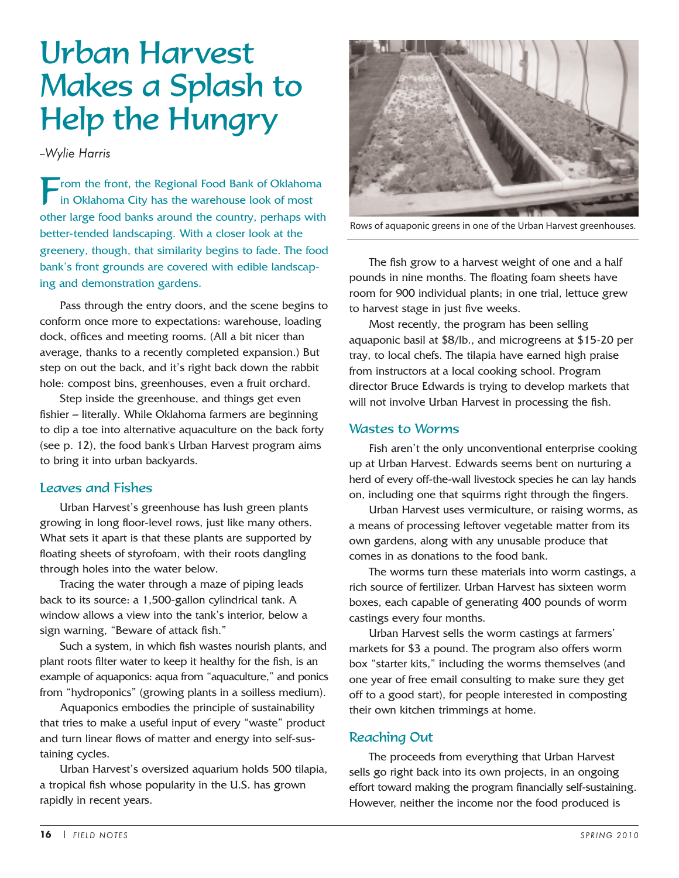# Urban Harvest Makes a Splash to Help the Hungry

*–Wylie Harris*

From the front, the Regional Food Bank of Oklahoma in Oklahoma City has the warehouse look of most other large food banks around the country, perhaps with better-tended landscaping. With a closer look at the greenery, though, that similarity begins to fade. The food bank's front grounds are covered with edible landscaping and demonstration gardens.

Pass through the entry doors, and the scene begins to conform once more to expectations: warehouse, loading dock, offices and meeting rooms. (All a bit nicer than average, thanks to a recently completed expansion.) But step on out the back, and it's right back down the rabbit hole: compost bins, greenhouses, even a fruit orchard.

Step inside the greenhouse, and things get even fishier – literally. While Oklahoma farmers are beginning to dip a toe into alternative aquaculture on the back forty (see p. 12), the food bank's Urban Harvest program aims to bring it into urban backyards.

## Leaves and Fishes

Urban Harvest's greenhouse has lush green plants growing in long floor-level rows, just like many others. What sets it apart is that these plants are supported by floating sheets of styrofoam, with their roots dangling through holes into the water below.

Tracing the water through a maze of piping leads back to its source: a 1,500-gallon cylindrical tank. A window allows a view into the tank's interior, below a sign warning, "Beware of attack fish."

Such a system, in which fish wastes nourish plants, and plant roots filter water to keep it healthy for the fish, is an example of aquaponics: aqua from "aquaculture," and ponics from "hydroponics" (growing plants in a soilless medium).

Aquaponics embodies the principle of sustainability that tries to make a useful input of every "waste" product and turn linear flows of matter and energy into self-sustaining cycles.

Urban Harvest's oversized aquarium holds 500 tilapia, a tropical fish whose popularity in the U.S. has grown rapidly in recent years.

Rows of aquaponic greens in one of the Urban Harvest greenhouses.

The fish grow to a harvest weight of one and a half pounds in nine months. The floating foam sheets have room for 900 individual plants; in one trial, lettuce grew to harvest stage in just five weeks.

Most recently, the program has been selling aquaponic basil at $8/lb., and microgreens at $15-20 per tray, to local chefs. The tilapia have earned high praise from instructors at a local cooking school. Program director Bruce Edwards is trying to develop markets that will not involve Urban Harvest in processing the fish.

## Wastes to Worms

Fish aren't the only unconventional enterprise cooking up at Urban Harvest. Edwards seems bent on nurturing a herd of every off-the-wall livestock species he can lay hands on, including one that squirms right through the fingers.

Urban Harvest uses vermiculture, or raising worms, as a means of processing leftover vegetable matter from its own gardens, along with any unusable produce that comes in as donations to the food bank.

The worms turn these materials into worm castings, a rich source of fertilizer. Urban Harvest has sixteen worm boxes, each capable of generating 400 pounds of worm castings every four months.

Urban Harvest sells the worm castings at farmers' markets for $3 a pound. The program also offers worm box "starter kits," including the worms themselves (and one year of free email consulting to make sure they get off to a good start), for people interested in composting their own kitchen trimmings at home.

## Reaching Out

The proceeds from everything that Urban Harvest sells go right back into its own projects, in an ongoing effort toward making the program financially self-sustaining. However, neither the income nor the food produced is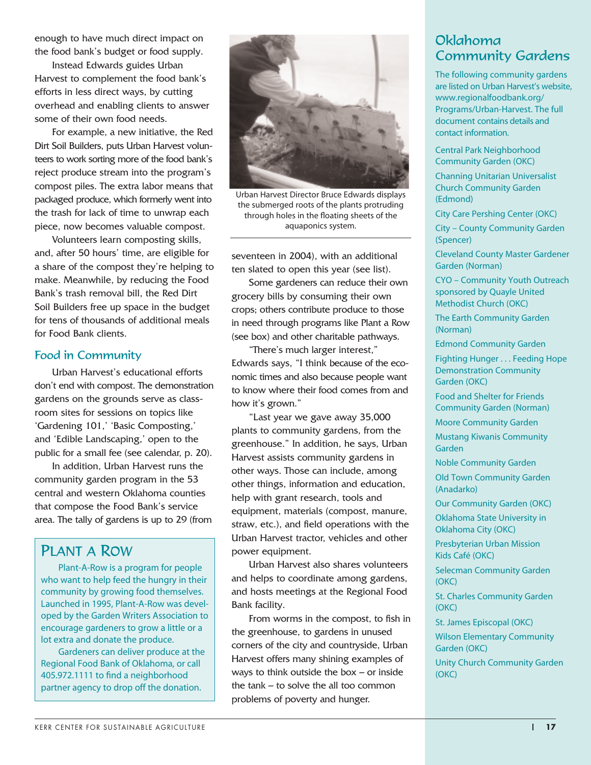enough to have much direct impact on the food bank's budget or food supply.

Instead Edwards guides Urban Harvest to complement the food bank's efforts in less direct ways, by cutting overhead and enabling clients to answer some of their own food needs.

For example, a new initiative, the Red Dirt Soil Builders, puts Urban Harvest volunteers to work sorting more of the food bank's reject produce stream into the program's compost piles. The extra labor means that packaged produce, which formerly went into the trash for lack of time to unwrap each piece, now becomes valuable compost.

Volunteers learn composting skills, and, after 50 hours' time, are eligible for a share of the compost they're helping to make. Meanwhile, by reducing the Food Bank's trash removal bill, the Red Dirt Soil Builders free up space in the budget for tens of thousands of additional meals for Food Bank clients.

## Food in Community

Urban Harvest's educational efforts don't end with compost. The demonstration gardens on the grounds serve as classroom sites for sessions on topics like 'Gardening 101,' 'Basic Composting,' and 'Edible Landscaping,' open to the public for a small fee (see calendar, p. 20).

In addition, Urban Harvest runs the community garden program in the 53 central and western Oklahoma counties that compose the Food Bank's service area. The tally of gardens is up to 29 (from seventeen in 2004), with an additional ten slated to open this year (see list).

Some gardeners can reduce their own grocery bills by consuming their own crops; others contribute produce to those in need through programs like Plant a Row (see box) and other charitable pathways.

"There's much larger interest," Edwards says, "I think because of the economic times and also because people want to know where their food comes from and how it's grown."

"Last year we gave away 35,000 plants to community gardens, from the greenhouse." In addition, he says, Urban Harvest assists community gardens in other ways. Those can include, among other things, information and education, help with grant research, tools and equipment, materials (compost, manure, straw, etc.), and field operations with the Urban Harvest tractor, vehicles and other power equipment.

Urban Harvest also shares volunteers and helps to coordinate among gardens, and hosts meetings at the Regional Food Bank facility.

From worms in the compost, to fish in the greenhouse, to gardens in unused corners of the city and countryside, Urban Harvest offers many shining examples of ways to think outside the box – or inside the tank – to solve the all too common problems of poverty and hunger.

Urban Harvest Director Bruce Edwards displays the submerged roots of the plants protruding through holes in the floating sheets of the aquaponics system.

## Plant a Row

Plant-A-Row is a program for people who want to help feed the hungry in their community by growing food themselves. Launched in 1995, Plant-A-Row was developed by the Garden Writers Association to encourage gardeners to grow a little or a lot extra and donate the produce.

Gardeners can deliver produce at the Regional Food Bank of Oklahoma, or call 405.972.1111 to find a neighborhood partner agency to drop off the donation.

## Oklahoma Community Gardens

The following community gardens are listed on Urban Harvest's website, www.regionalfoodbank.org/Programs/Urban-Harvest. The full document contains details and contact information.

- Central Park Neighborhood Community Garden (OKC)
- Channing Unitarian Universalist Church Community Garden (Edmond)
- City Care Pershing Center (OKC)
- City – County Community Garden (Spencer)
- Cleveland County Master Gardener Garden (Norman)
- CYO – Community Youth Outreach sponsored by Quayle United Methodist Church (OKC)
- The Earth Community Garden (Norman)
- Edmond Community Garden
- Fighting Hunger . . . Feeding Hope Demonstration Community Garden (OKC)
- Food and Shelter for Friends Community Garden (Norman)
- Moore Community Garden
- Mustang Kiwanis Community Garden
- Noble Community Garden
- Old Town Community Garden (Anadarko)
- Our Community Garden (OKC)
- Oklahoma State University in Oklahoma City (OKC)
- Presbyterian Urban Mission Kids Café (OKC)
- Selecman Community Garden (OKC)
- St. Charles Community Garden (OKC)
- St. James Episcopal (OKC)
- Wilson Elementary Community Garden (OKC)
- Unity Church Community Garden (OKC)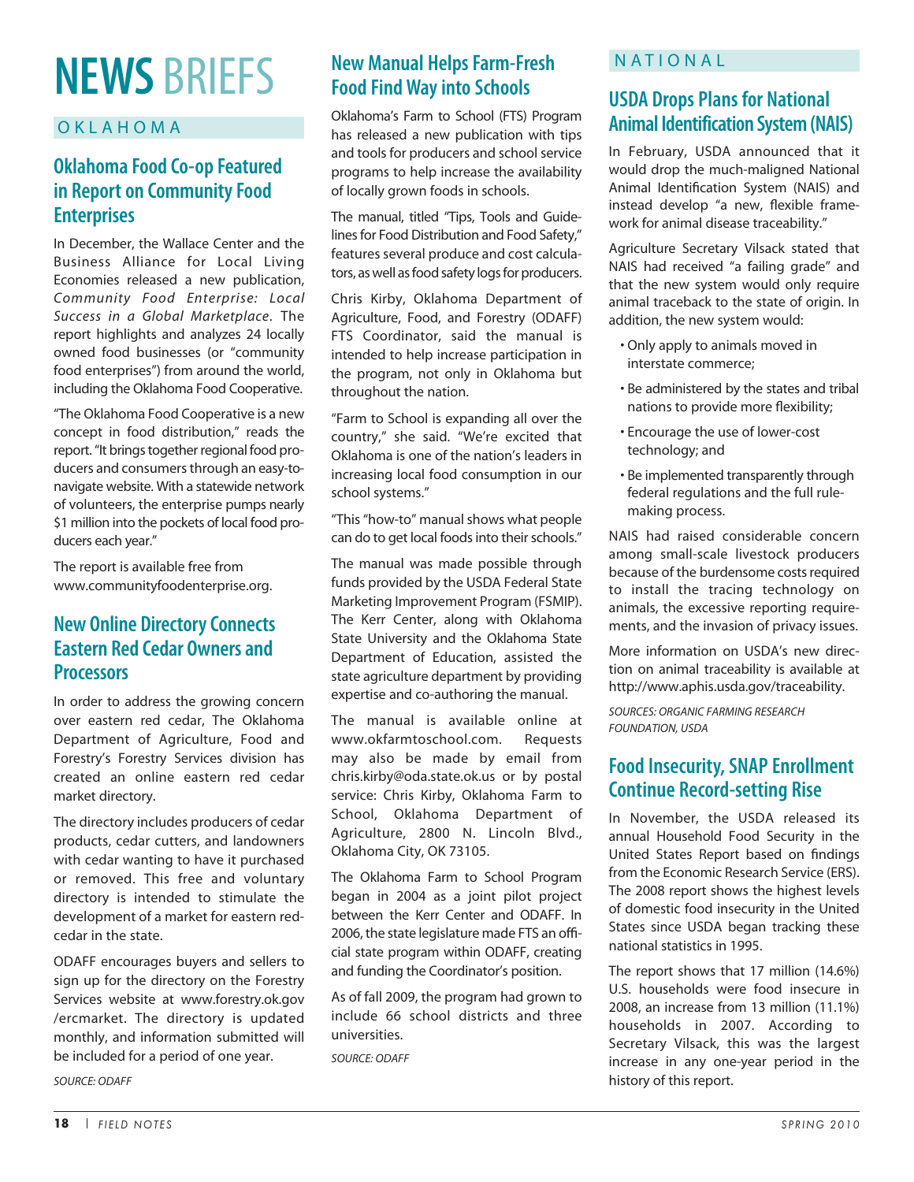# NEWS BRIEFS

## OKLAHOMA

### Oklahoma Food Co-op Featured in Report on Community Food Enterprises

In December, the Wallace Center and the Business Alliance for Local Living Economies released a new publication, *Community Food Enterprise: Local Success in a Global Marketplace*. The report highlights and analyzes 24 locally owned food businesses (or "community food enterprises") from around the world, including the Oklahoma Food Cooperative.

"The Oklahoma Food Cooperative is a new concept in food distribution," reads the report. "It brings together regional food producers and consumers through an easy-to-navigate website. With a statewide network of volunteers, the enterprise pumps nearly $1 million into the pockets of local food producers each year."

The report is available free from www.communityfoodenterprise.org.

### New Online Directory Connects Eastern Red Cedar Owners and Processors

In order to address the growing concern over eastern red cedar, The Oklahoma Department of Agriculture, Food and Forestry's Forestry Services division has created an online eastern red cedar market directory.

The directory includes producers of cedar products, cedar cutters, and landowners with cedar wanting to have it purchased or removed. This free and voluntary directory is intended to stimulate the development of a market for eastern red-cedar in the state.

ODAFF encourages buyers and sellers to sign up for the directory on the Forestry Services website at www.forestry.ok.gov/ercmarket. The directory is updated monthly, and information submitted will be included for a period of one year.

*SOURCE: ODAFF*

### New Manual Helps Farm-Fresh Food Find Way into Schools

Oklahoma's Farm to School (FTS) Program has released a new publication with tips and tools for producers and school service programs to help increase the availability of locally grown foods in schools.

The manual, titled "Tips, Tools and Guidelines for Food Distribution and Food Safety," features several produce and cost calculators, as well as food safety logs for producers.

Chris Kirby, Oklahoma Department of Agriculture, Food, and Forestry (ODAFF) FTS Coordinator, said the manual is intended to help increase participation in the program, not only in Oklahoma but throughout the nation.

"Farm to School is expanding all over the country," she said. "We're excited that Oklahoma is one of the nation's leaders in increasing local food consumption in our school systems."

"This "how-to" manual shows what people can do to get local foods into their schools."

The manual was made possible through funds provided by the USDA Federal State Marketing Improvement Program (FSMIP). The Kerr Center, along with Oklahoma State University and the Oklahoma State Department of Education, assisted the state agriculture department by providing expertise and co-authoring the manual.

The manual is available online at www.okfarmtoschool.com. Requests may also be made by email from chris.kirby@oda.state.ok.us or by postal service: Chris Kirby, Oklahoma Farm to School, Oklahoma Department of Agriculture, 2800 N. Lincoln Blvd., Oklahoma City, OK 73105.

The Oklahoma Farm to School Program began in 2004 as a joint pilot project between the Kerr Center and ODAFF. In 2006, the state legislature made FTS an official state program within ODAFF, creating and funding the Coordinator's position.

As of fall 2009, the program had grown to include 66 school districts and three universities.

*SOURCE: ODAFF*

## NATIONAL

### USDA Drops Plans for National Animal Identification System (NAIS)

In February, USDA announced that it would drop the much-maligned National Animal Identification System (NAIS) and instead develop "a new, flexible framework for animal disease traceability."

Agriculture Secretary Vilsack stated that NAIS had received "a failing grade" and that the new system would only require animal traceback to the state of origin. In addition, the new system would:

- Only apply to animals moved in interstate commerce;
- Be administered by the states and tribal nations to provide more flexibility;
- Encourage the use of lower-cost technology; and
- Be implemented transparently through federal regulations and the full rule-making process.

NAIS had raised considerable concern among small-scale livestock producers because of the burdensome costs required to install the tracing technology on animals, the excessive reporting requirements, and the invasion of privacy issues.

More information on USDA's new direction on animal traceability is available at http://www.aphis.usda.gov/traceability.

*SOURCES: ORGANIC FARMING RESEARCH FOUNDATION, USDA*

### Food Insecurity, SNAP Enrollment Continue Record-setting Rise

In November, the USDA released its annual Household Food Security in the United States Report based on findings from the Economic Research Service (ERS). The 2008 report shows the highest levels of domestic food insecurity in the United States since USDA began tracking these national statistics in 1995.

The report shows that 17 million (14.6%) U.S. households were food insecure in 2008, an increase from 13 million (11.1%) households in 2007. According to Secretary Vilsack, this was the largest increase in any one-year period in the history of this report.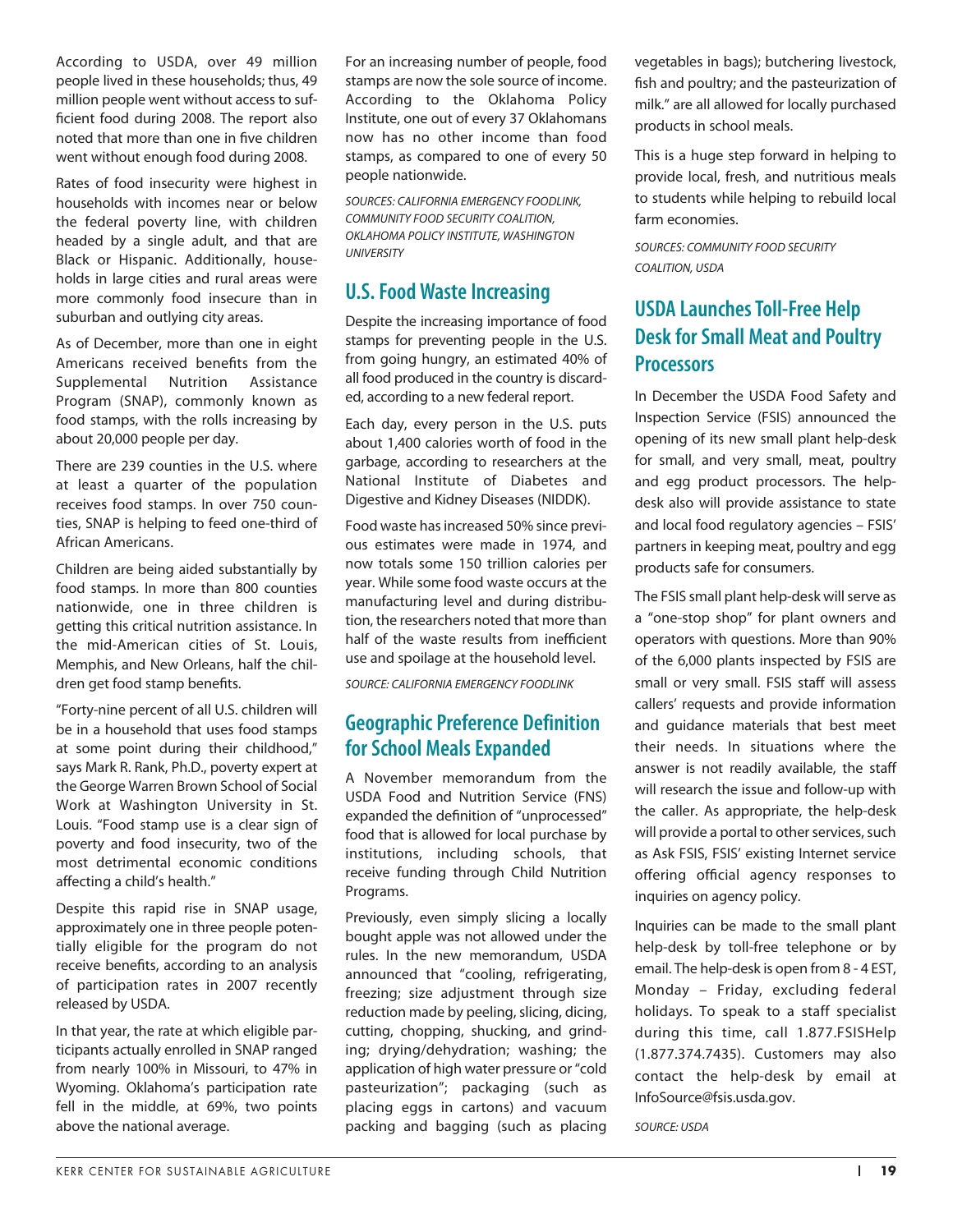According to USDA, over 49 million people lived in these households; thus, 49 million people went without access to sufficient food during 2008. The report also noted that more than one in five children went without enough food during 2008.

Rates of food insecurity were highest in households with incomes near or below the federal poverty line, with children headed by a single adult, and that are Black or Hispanic. Additionally, households in large cities and rural areas were more commonly food insecure than in suburban and outlying city areas.

As of December, more than one in eight Americans received benefits from the Supplemental Nutrition Assistance Program (SNAP), commonly known as food stamps, with the rolls increasing by about 20,000 people per day.

There are 239 counties in the U.S. where at least a quarter of the population receives food stamps. In over 750 counties, SNAP is helping to feed one-third of African Americans.

Children are being aided substantially by food stamps. In more than 800 counties nationwide, one in three children is getting this critical nutrition assistance. In the mid-American cities of St. Louis, Memphis, and New Orleans, half the children get food stamp benefits.

"Forty-nine percent of all U.S. children will be in a household that uses food stamps at some point during their childhood," says Mark R. Rank, Ph.D., poverty expert at the George Warren Brown School of Social Work at Washington University in St. Louis. "Food stamp use is a clear sign of poverty and food insecurity, two of the most detrimental economic conditions affecting a child's health."

Despite this rapid rise in SNAP usage, approximately one in three people potentially eligible for the program do not receive benefits, according to an analysis of participation rates in 2007 recently released by USDA.

In that year, the rate at which eligible participants actually enrolled in SNAP ranged from nearly 100% in Missouri, to 47% in Wyoming. Oklahoma's participation rate fell in the middle, at 69%, two points above the national average.

For an increasing number of people, food stamps are now the sole source of income. According to the Oklahoma Policy Institute, one out of every 37 Oklahomans now has no other income than food stamps, as compared to one of every 50 people nationwide.

*SOURCES: CALIFORNIA EMERGENCY FOODLINK, COMMUNITY FOOD SECURITY COALITION, OKLAHOMA POLICY INSTITUTE, WASHINGTON UNIVERSITY*

## U.S. Food Waste Increasing

Despite the increasing importance of food stamps for preventing people in the U.S. from going hungry, an estimated 40% of all food produced in the country is discarded, according to a new federal report.

Each day, every person in the U.S. puts about 1,400 calories worth of food in the garbage, according to researchers at the National Institute of Diabetes and Digestive and Kidney Diseases (NIDDK).

Food waste has increased 50% since previous estimates were made in 1974, and now totals some 150 trillion calories per year. While some food waste occurs at the manufacturing level and during distribution, the researchers noted that more than half of the waste results from inefficient use and spoilage at the household level.

*SOURCE: CALIFORNIA EMERGENCY FOODLINK*

## Geographic Preference Definition for School Meals Expanded

A November memorandum from the USDA Food and Nutrition Service (FNS) expanded the definition of "unprocessed" food that is allowed for local purchase by institutions, including schools, that receive funding through Child Nutrition Programs.

Previously, even simply slicing a locally bought apple was not allowed under the rules. In the new memorandum, USDA announced that "cooling, refrigerating, freezing; size adjustment through size reduction made by peeling, slicing, dicing, cutting, chopping, shucking, and grinding; drying/dehydration; washing; the application of high water pressure or "cold pasteurization"; packaging (such as placing eggs in cartons) and vacuum packing and bagging (such as placing vegetables in bags); butchering livestock, fish and poultry; and the pasteurization of milk." are all allowed for locally purchased products in school meals.

This is a huge step forward in helping to provide local, fresh, and nutritious meals to students while helping to rebuild local farm economies.

*SOURCES: COMMUNITY FOOD SECURITY COALITION, USDA*

## USDA Launches Toll-Free Help Desk for Small Meat and Poultry Processors

In December the USDA Food Safety and Inspection Service (FSIS) announced the opening of its new small plant help-desk for small, and very small, meat, poultry and egg product processors. The help-desk also will provide assistance to state and local food regulatory agencies – FSIS' partners in keeping meat, poultry and egg products safe for consumers.

The FSIS small plant help-desk will serve as a "one-stop shop" for plant owners and operators with questions. More than 90% of the 6,000 plants inspected by FSIS are small or very small. FSIS staff will assess callers' requests and provide information and guidance materials that best meet their needs. In situations where the answer is not readily available, the staff will research the issue and follow-up with the caller. As appropriate, the help-desk will provide a portal to other services, such as Ask FSIS, FSIS' existing Internet service offering official agency responses to inquiries on agency policy.

Inquiries can be made to the small plant help-desk by toll-free telephone or by email. The help-desk is open from 8 - 4 EST, Monday – Friday, excluding federal holidays. To speak to a staff specialist during this time, call 1.877.FSISHelp (1.877.374.7435). Customers may also contact the help-desk by email at InfoSource@fsis.usda.gov.

*SOURCE: USDA*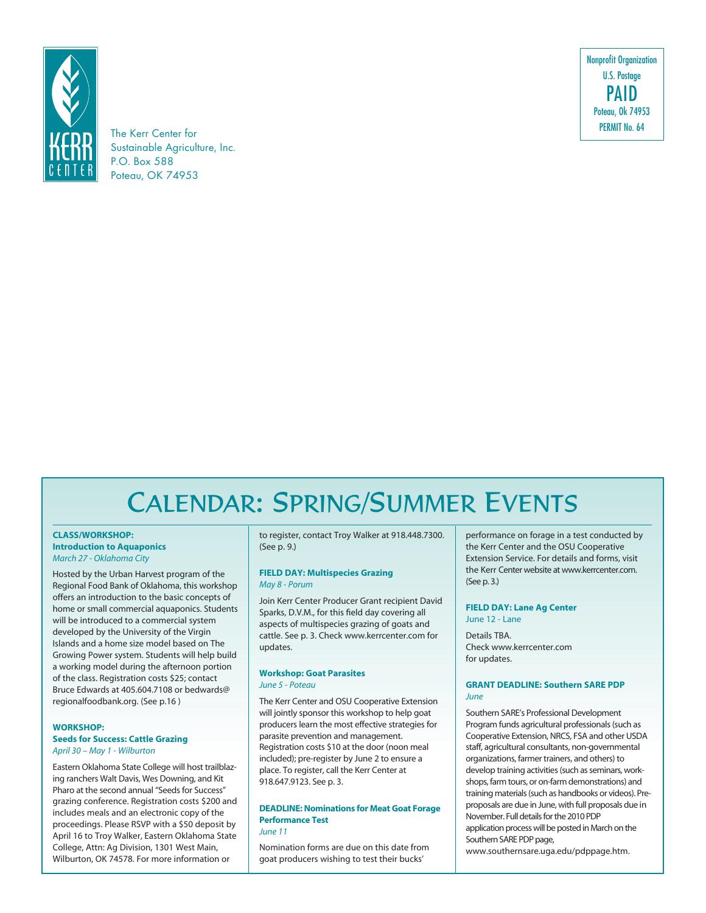The Kerr Center for
Sustainable Agriculture, Inc.
P.O. Box 588
Poteau, OK 74953

Nonprofit Organization
U.S. Postage
PAID
Poteau, Ok 74953
PERMIT No. 64

# Calendar: Spring/Summer Events

**CLASS/WORKSHOP:**
**Introduction to Aquaponics**
*March 27 - Oklahoma City*

Hosted by the Urban Harvest program of the Regional Food Bank of Oklahoma, this workshop offers an introduction to the basic concepts of home or small commercial aquaponics. Students will be introduced to a commercial system developed by the University of the Virgin Islands and a home size model based on The Growing Power system. Students will help build a working model during the afternoon portion of the class. Registration costs $25; contact Bruce Edwards at 405.604.7108 or bedwards@regionalfoodbank.org. (See p.16 )

**WORKSHOP:**
**Seeds for Success: Cattle Grazing**
*April 30 – May 1 - Wilburton*

Eastern Oklahoma State College will host trailblazing ranchers Walt Davis, Wes Downing, and Kit Pharo at the second annual "Seeds for Success" grazing conference. Registration costs $200 and includes meals and an electronic copy of the proceedings. Please RSVP with a $50 deposit by April 16 to Troy Walker, Eastern Oklahoma State College, Attn: Ag Division, 1301 West Main, Wilburton, OK 74578. For more information or to register, contact Troy Walker at 918.448.7300. (See p. 9.)

**FIELD DAY: Multispecies Grazing**
*May 8 - Porum*

Join Kerr Center Producer Grant recipient David Sparks, D.V.M., for this field day covering all aspects of multispecies grazing of goats and cattle. See p. 3. Check www.kerrcenter.com for updates.

**Workshop: Goat Parasites**
*June 5 - Poteau*

The Kerr Center and OSU Cooperative Extension will jointly sponsor this workshop to help goat producers learn the most effective strategies for parasite prevention and management. Registration costs $10 at the door (noon meal included); pre-register by June 2 to ensure a place. To register, call the Kerr Center at 918.647.9123. See p. 3.

**DEADLINE: Nominations for Meat Goat Forage Performance Test**
*June 11*

Nomination forms are due on this date from goat producers wishing to test their bucks' performance on forage in a test conducted by the Kerr Center and the OSU Cooperative Extension Service. For details and forms, visit the Kerr Center website at www.kerrcenter.com. (See p. 3.)

**FIELD DAY: Lane Ag Center**
June 12 - Lane

Details TBA.
Check www.kerrcenter.com for updates.

**GRANT DEADLINE: Southern SARE PDP**
*June*

Southern SARE's Professional Development Program funds agricultural professionals (such as Cooperative Extension, NRCS, FSA and other USDA staff, agricultural consultants, non-governmental organizations, farmer trainers, and others) to develop training activities (such as seminars, workshops, farm tours, or on-farm demonstrations) and training materials (such as handbooks or videos). Preproposals are due in June, with full proposals due in November. Full details for the 2010 PDP application process will be posted in March on the Southern SARE PDP page, www.southernsare.uga.edu/pdppage.htm.